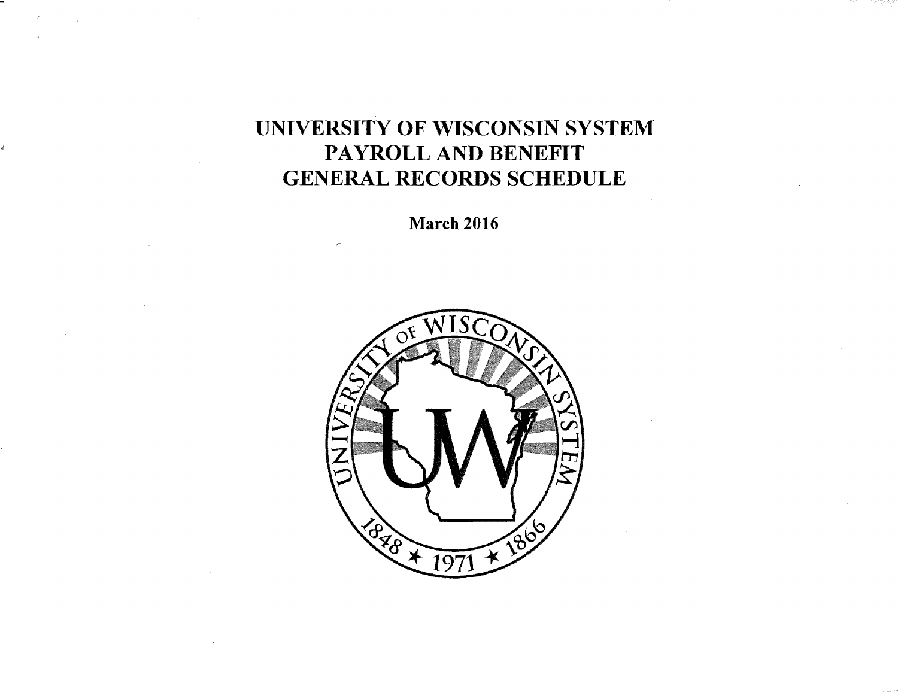# UNIVERSITY OF WISCONSIN SYSTEM
# PAYROLL AND BENEFIT
# GENERAL RECORDS SCHEDULE

**March 2016**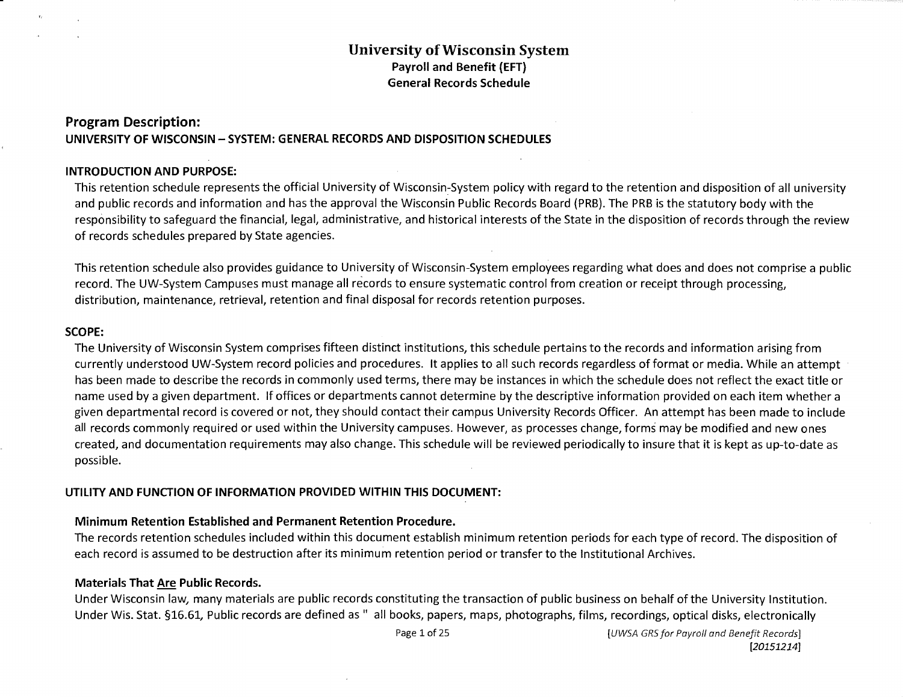# University of Wisconsin System

**Payroll and Benefit (EFT)**
**General Records Schedule**

## Program Description:

### UNIVERSITY OF WISCONSIN – SYSTEM: GENERAL RECORDS AND DISPOSITION SCHEDULES

### INTRODUCTION AND PURPOSE:

This retention schedule represents the official University of Wisconsin-System policy with regard to the retention and disposition of all university and public records and information and has the approval the Wisconsin Public Records Board (PRB). The PRB is the statutory body with the responsibility to safeguard the financial, legal, administrative, and historical interests of the State in the disposition of records through the review of records schedules prepared by State agencies.

This retention schedule also provides guidance to University of Wisconsin-System employees regarding what does and does not comprise a public record. The UW-System Campuses must manage all records to ensure systematic control from creation or receipt through processing, distribution, maintenance, retrieval, retention and final disposal for records retention purposes.

### SCOPE:

The University of Wisconsin System comprises fifteen distinct institutions, this schedule pertains to the records and information arising from currently understood UW-System record policies and procedures. It applies to all such records regardless of format or media. While an attempt has been made to describe the records in commonly used terms, there may be instances in which the schedule does not reflect the exact title or name used by a given department. If offices or departments cannot determine by the descriptive information provided on each item whether a given departmental record is covered or not, they should contact their campus University Records Officer. An attempt has been made to include all records commonly required or used within the University campuses. However, as processes change, forms may be modified and new ones created, and documentation requirements may also change. This schedule will be reviewed periodically to insure that it is kept as up-to-date as possible.

### UTILITY AND FUNCTION OF INFORMATION PROVIDED WITHIN THIS DOCUMENT:

#### Minimum Retention Established and Permanent Retention Procedure.

The records retention schedules included within this document establish minimum retention periods for each type of record. The disposition of each record is assumed to be destruction after its minimum retention period or transfer to the Institutional Archives.

#### Materials That Are Public Records.

Under Wisconsin law, many materials are public records constituting the transaction of public business on behalf of the University Institution. Under Wis. Stat. §16.61, Public records are defined as " all books, papers, maps, photographs, films, recordings, optical disks, electronically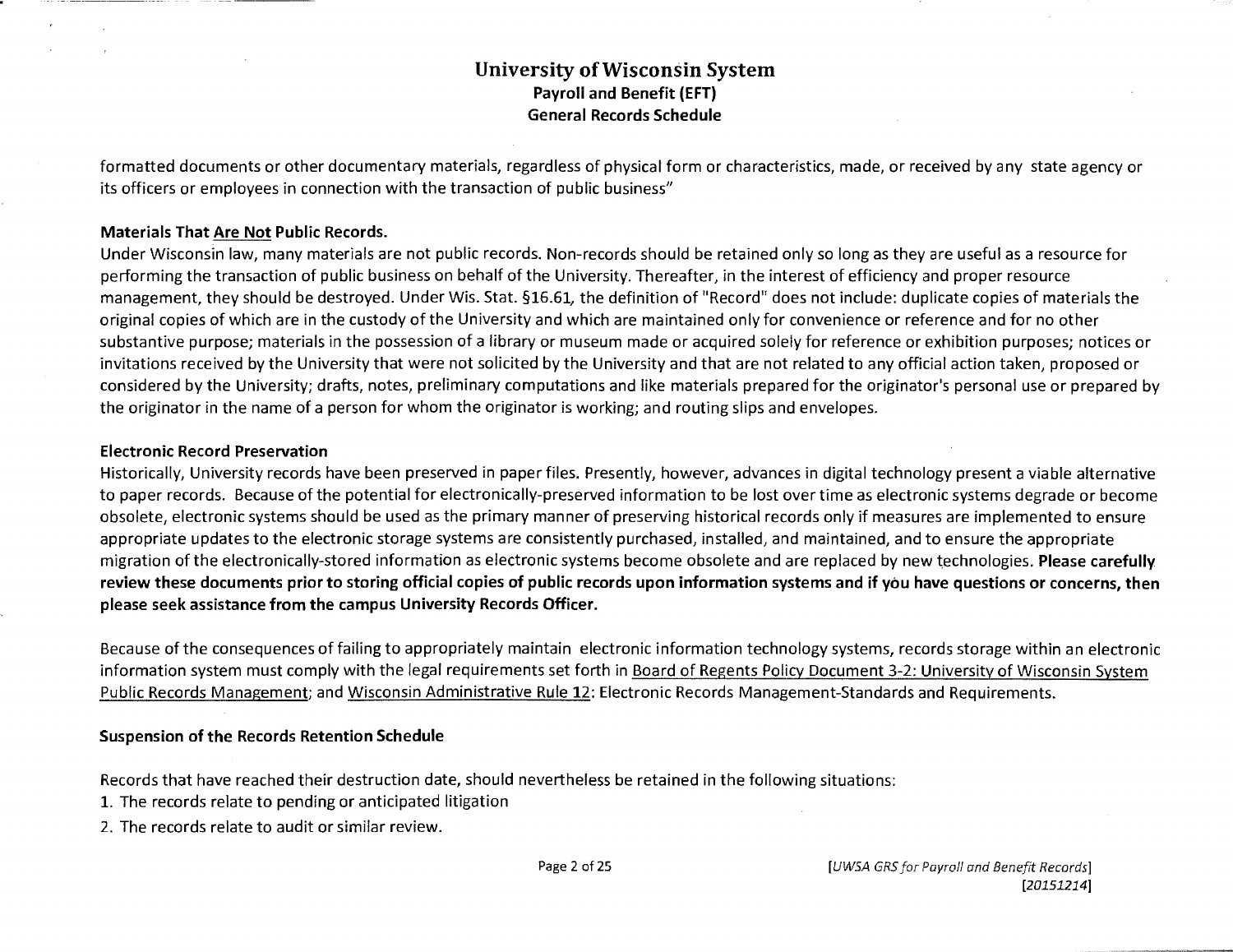formatted documents or other documentary materials, regardless of physical form or characteristics, made, or received by any state agency or its officers or employees in connection with the transaction of public business"

**Materials That Are Not Public Records.**

Under Wisconsin law, many materials are not public records. Non-records should be retained only so long as they are useful as a resource for performing the transaction of public business on behalf of the University. Thereafter, in the interest of efficiency and proper resource management, they should be destroyed. Under Wis. Stat. §16.61, the definition of "Record" does not include: duplicate copies of materials the original copies of which are in the custody of the University and which are maintained only for convenience or reference and for no other substantive purpose; materials in the possession of a library or museum made or acquired solely for reference or exhibition purposes; notices or invitations received by the University that were not solicited by the University and that are not related to any official action taken, proposed or considered by the University; drafts, notes, preliminary computations and like materials prepared for the originator's personal use or prepared by the originator in the name of a person for whom the originator is working; and routing slips and envelopes.

**Electronic Record Preservation**

Historically, University records have been preserved in paper files. Presently, however, advances in digital technology present a viable alternative to paper records. Because of the potential for electronically-preserved information to be lost over time as electronic systems degrade or become obsolete, electronic systems should be used as the primary manner of preserving historical records only if measures are implemented to ensure appropriate updates to the electronic storage systems are consistently purchased, installed, and maintained, and to ensure the appropriate migration of the electronically-stored information as electronic systems become obsolete and are replaced by new technologies. **Please carefully review these documents prior to storing official copies of public records upon information systems and if you have questions or concerns, then please seek assistance from the campus University Records Officer.**

Because of the consequences of failing to appropriately maintain electronic information technology systems, records storage within an electronic information system must comply with the legal requirements set forth in Board of Regents Policy Document 3-2: University of Wisconsin System Public Records Management; and Wisconsin Administrative Rule 12: Electronic Records Management-Standards and Requirements.

**Suspension of the Records Retention Schedule**

Records that have reached their destruction date, should nevertheless be retained in the following situations:

1. The records relate to pending or anticipated litigation
2. The records relate to audit or similar review.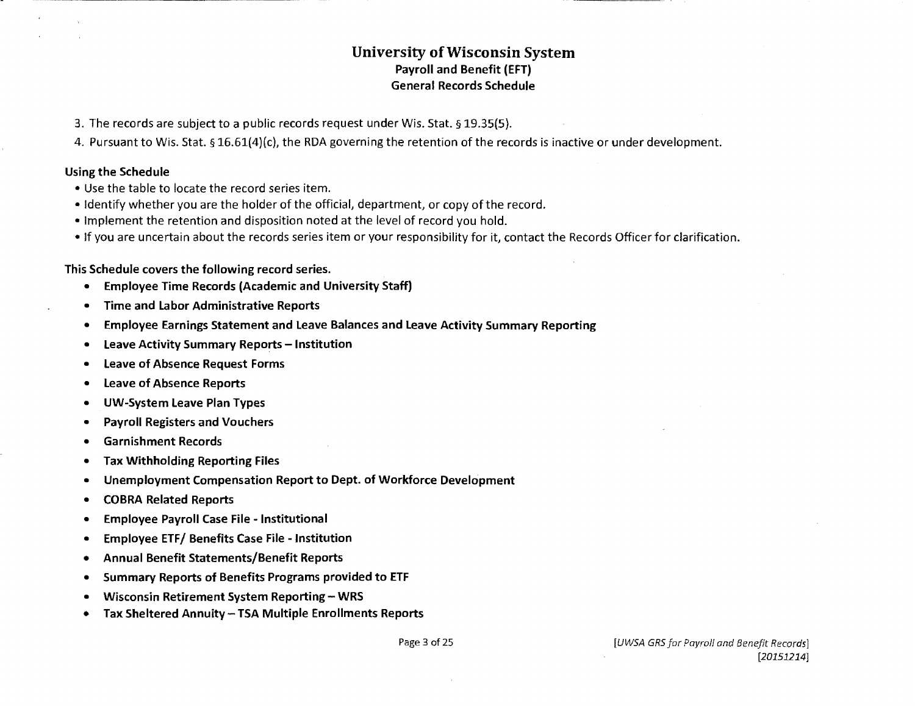3. The records are subject to a public records request under Wis. Stat. § 19.35(5).
4. Pursuant to Wis. Stat. § 16.61(4)(c), the RDA governing the retention of the records is inactive or under development.

**Using the Schedule**

- Use the table to locate the record series item.
- Identify whether you are the holder of the official, department, or copy of the record.
- Implement the retention and disposition noted at the level of record you hold.
- If you are uncertain about the records series item or your responsibility for it, contact the Records Officer for clarification.

**This Schedule covers the following record series.**

- **Employee Time Records (Academic and University Staff)**
- **Time and Labor Administrative Reports**
- **Employee Earnings Statement and Leave Balances and Leave Activity Summary Reporting**
- **Leave Activity Summary Reports – Institution**
- **Leave of Absence Request Forms**
- **Leave of Absence Reports**
- **UW-System Leave Plan Types**
- **Payroll Registers and Vouchers**
- **Garnishment Records**
- **Tax Withholding Reporting Files**
- **Unemployment Compensation Report to Dept. of Workforce Development**
- **COBRA Related Reports**
- **Employee Payroll Case File - Institutional**
- **Employee ETF/ Benefits Case File - Institution**
- **Annual Benefit Statements/Benefit Reports**
- **Summary Reports of Benefits Programs provided to ETF**
- **Wisconsin Retirement System Reporting – WRS**
- **Tax Sheltered Annuity – TSA Multiple Enrollments Reports**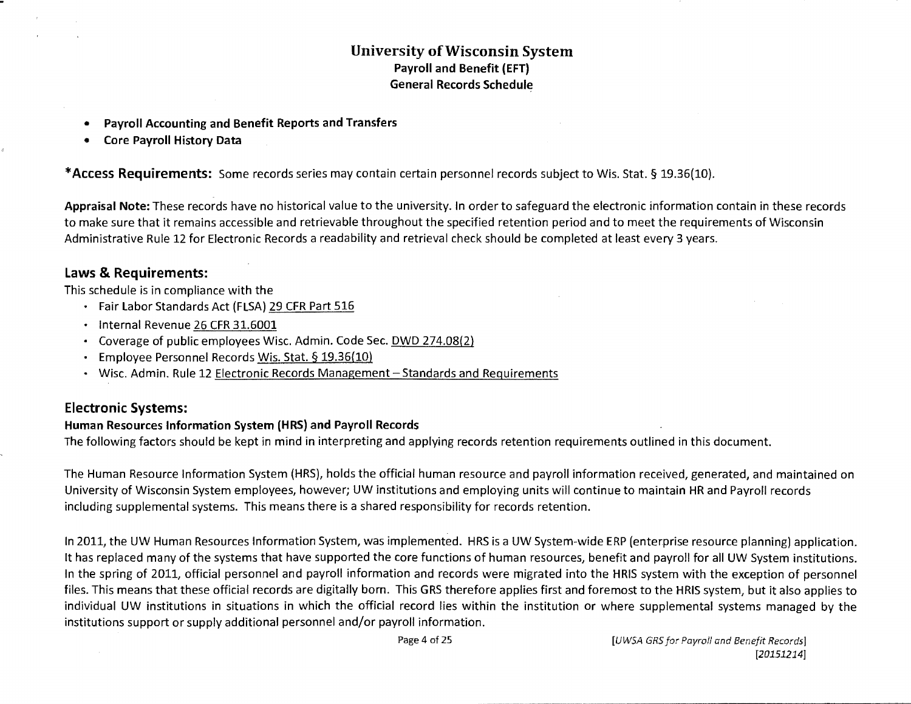# University of Wisconsin System

**Payroll and Benefit (EFT)**
**General Records Schedule**

- **Payroll Accounting and Benefit Reports and Transfers**
- **Core Payroll History Data**

**\*Access Requirements:** Some records series may contain certain personnel records subject to Wis. Stat. § 19.36(10).

**Appraisal Note:** These records have no historical value to the university. In order to safeguard the electronic information contain in these records to make sure that it remains accessible and retrievable throughout the specified retention period and to meet the requirements of Wisconsin Administrative Rule 12 for Electronic Records a readability and retrieval check should be completed at least every 3 years.

## Laws & Requirements:

This schedule is in compliance with the

- Fair Labor Standards Act (FLSA) 29 CFR Part 516
- Internal Revenue 26 CFR 31.6001
- Coverage of public employees Wisc. Admin. Code Sec. DWD 274.08(2)
- Employee Personnel Records Wis. Stat. § 19.36(10)
- Wisc. Admin. Rule 12 Electronic Records Management – Standards and Requirements

## Electronic Systems:

### Human Resources Information System (HRS) and Payroll Records

The following factors should be kept in mind in interpreting and applying records retention requirements outlined in this document.

The Human Resource Information System (HRS), holds the official human resource and payroll information received, generated, and maintained on University of Wisconsin System employees, however; UW institutions and employing units will continue to maintain HR and Payroll records including supplemental systems. This means there is a shared responsibility for records retention.

In 2011, the UW Human Resources Information System, was implemented. HRS is a UW System-wide ERP (enterprise resource planning) application. It has replaced many of the systems that have supported the core functions of human resources, benefit and payroll for all UW System institutions. In the spring of 2011, official personnel and payroll information and records were migrated into the HRIS system with the exception of personnel files. This means that these official records are digitally born. This GRS therefore applies first and foremost to the HRIS system, but it also applies to individual UW institutions in situations in which the official record lies within the institution or where supplemental systems managed by the institutions support or supply additional personnel and/or payroll information.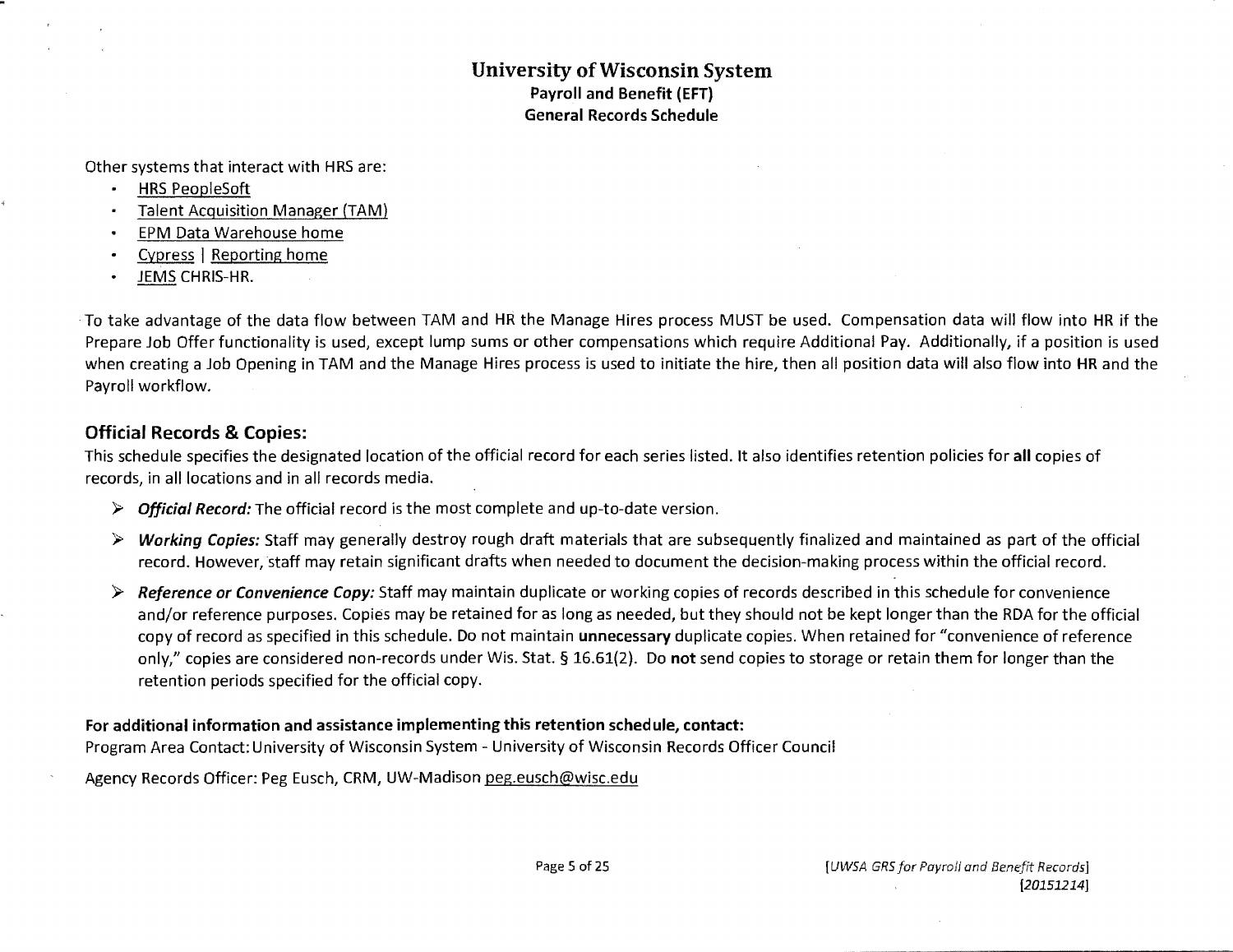Other systems that interact with HRS are:

- HRS PeopleSoft
- Talent Acquisition Manager (TAM)
- EPM Data Warehouse home
- Cypress | Reporting home
- JEMS CHRIS-HR.

To take advantage of the data flow between TAM and HR the Manage Hires process MUST be used. Compensation data will flow into HR if the Prepare Job Offer functionality is used, except lump sums or other compensations which require Additional Pay. Additionally, if a position is used when creating a Job Opening in TAM and the Manage Hires process is used to initiate the hire, then all position data will also flow into HR and the Payroll workflow.

## Official Records & Copies:

This schedule specifies the designated location of the official record for each series listed. It also identifies retention policies for **all** copies of records, in all locations and in all records media.

- ***Official Record:*** The official record is the most complete and up-to-date version.
- ***Working Copies:*** Staff may generally destroy rough draft materials that are subsequently finalized and maintained as part of the official record. However, staff may retain significant drafts when needed to document the decision-making process within the official record.
- ***Reference or Convenience Copy:*** Staff may maintain duplicate or working copies of records described in this schedule for convenience and/or reference purposes. Copies may be retained for as long as needed, but they should not be kept longer than the RDA for the official copy of record as specified in this schedule. Do not maintain **unnecessary** duplicate copies. When retained for "convenience of reference only," copies are considered non-records under Wis. Stat. § 16.61(2). Do **not** send copies to storage or retain them for longer than the retention periods specified for the official copy.

**For additional information and assistance implementing this retention schedule, contact:**

Program Area Contact: University of Wisconsin System - University of Wisconsin Records Officer Council

Agency Records Officer: Peg Eusch, CRM, UW-Madison peg.eusch@wisc.edu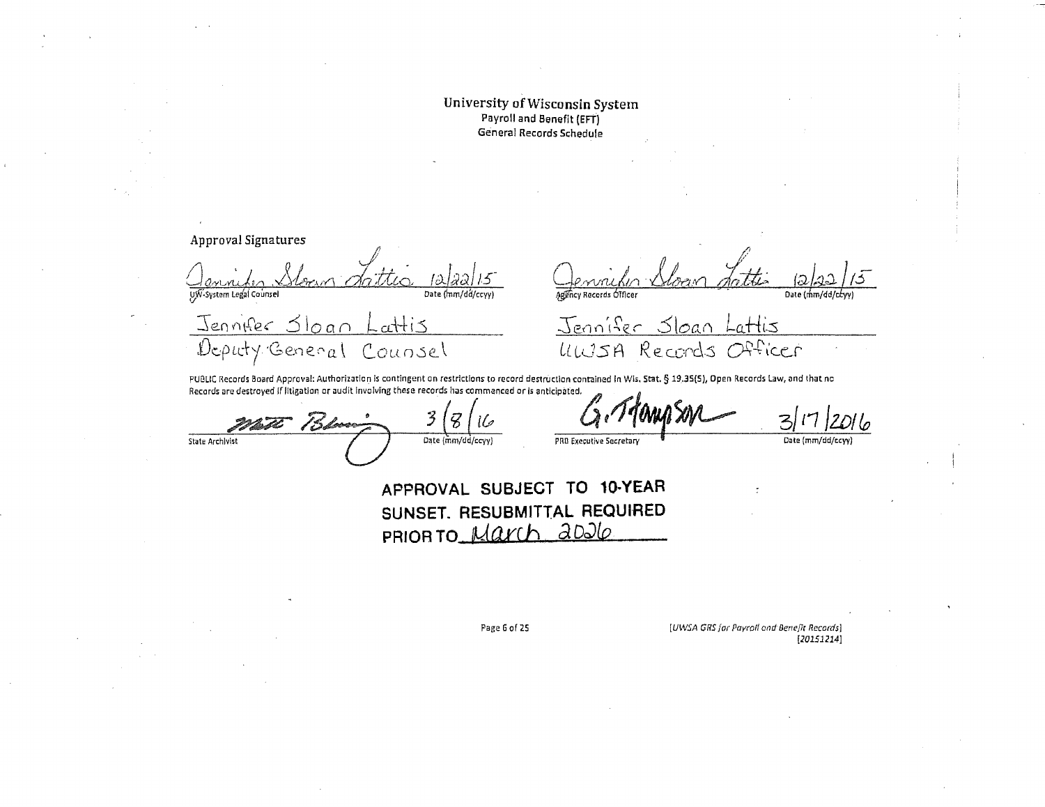**University of Wisconsin System**
**Payroll and Benefit (EFT)**
**General Records Schedule**

Approval Signatures

| | | | |
|---|---|---|---|
| Jennifer Sloan Lattis | 12/22/15 | Jennifer Sloan Lattis | 12/22/15 |
| UW-System Legal Counsel | Date (mm/dd/ccyy) | Agency Records Officer | Date (mm/dd/ccyy) |
| Jennifer Sloan Lattis | | Jennifer Sloan Lattis | |
| Deputy General Counsel | | UWSA Records Officer | |

PUBLIC Records Board Approval: Authorization is contingent on restrictions to record destruction contained in Wis. Stat. § 19.35(5), Open Records Law, and that no Records are destroyed if litigation or audit involving these records has commenced or is anticipated.

| | | | |
|---|---|---|---|
| Matt Blessing | 3/8/16 | G. Thompson | 3/17/2016 |
| State Archivist | Date (mm/dd/ccyy) | PRB Executive Secretary | Date (mm/dd/ccyy) |

**APPROVAL SUBJECT TO 10-YEAR SUNSET. RESUBMITTAL REQUIRED PRIOR TO** March 2026

[UWSA GRS for Payroll and Benefit Records]
[20151214]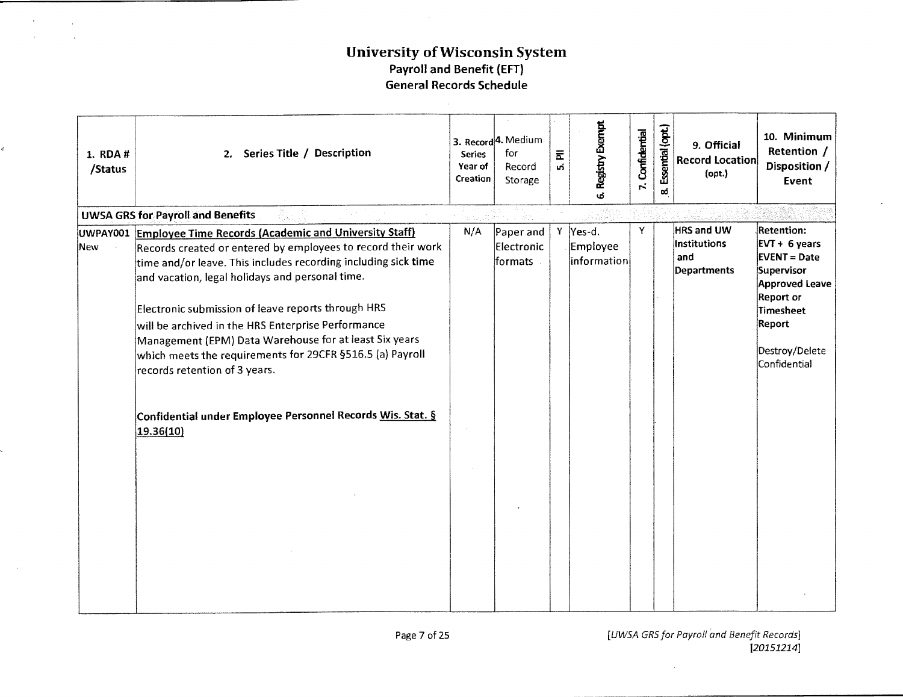# University of Wisconsin System

## Payroll and Benefit (EFT)

## General Records Schedule

| 1. RDA # /Status | 2. Series Title / Description | 3. Record Series Year of Creation | 4. Medium for Record Storage | 5. PII | 6. Registry Exempt | 7. Confidential | 8. Essential (opt.) | 9. Official Record Location (opt.) | 10. Minimum Retention / Disposition / Event |
|---|---|---|---|---|---|---|---|---|---|
| **UWSA GRS for Payroll and Benefits** | | | | | | | | | |
| UWPAY001 New | **Employee Time Records (Academic and University Staff)** Records created or entered by employees to record their work time and/or leave. This includes recording including sick time and vacation, legal holidays and personal time. <br><br> Electronic submission of leave reports through HRS will be archived in the HRS Enterprise Performance Management (EPM) Data Warehouse for at least Six years which meets the requirements for 29CFR §516.5 (a) Payroll records retention of 3 years. <br><br> **Confidential under Employee Personnel Records Wis. Stat. § 19.36(10)** | N/A | Paper and Electronic formats | Y | Yes-d. Employee information | Y | | HRS and UW Institutions and Departments | **Retention: EVT + 6 years EVENT = Date Supervisor Approved Leave Report or Timesheet Report** <br><br> Destroy/Delete Confidential |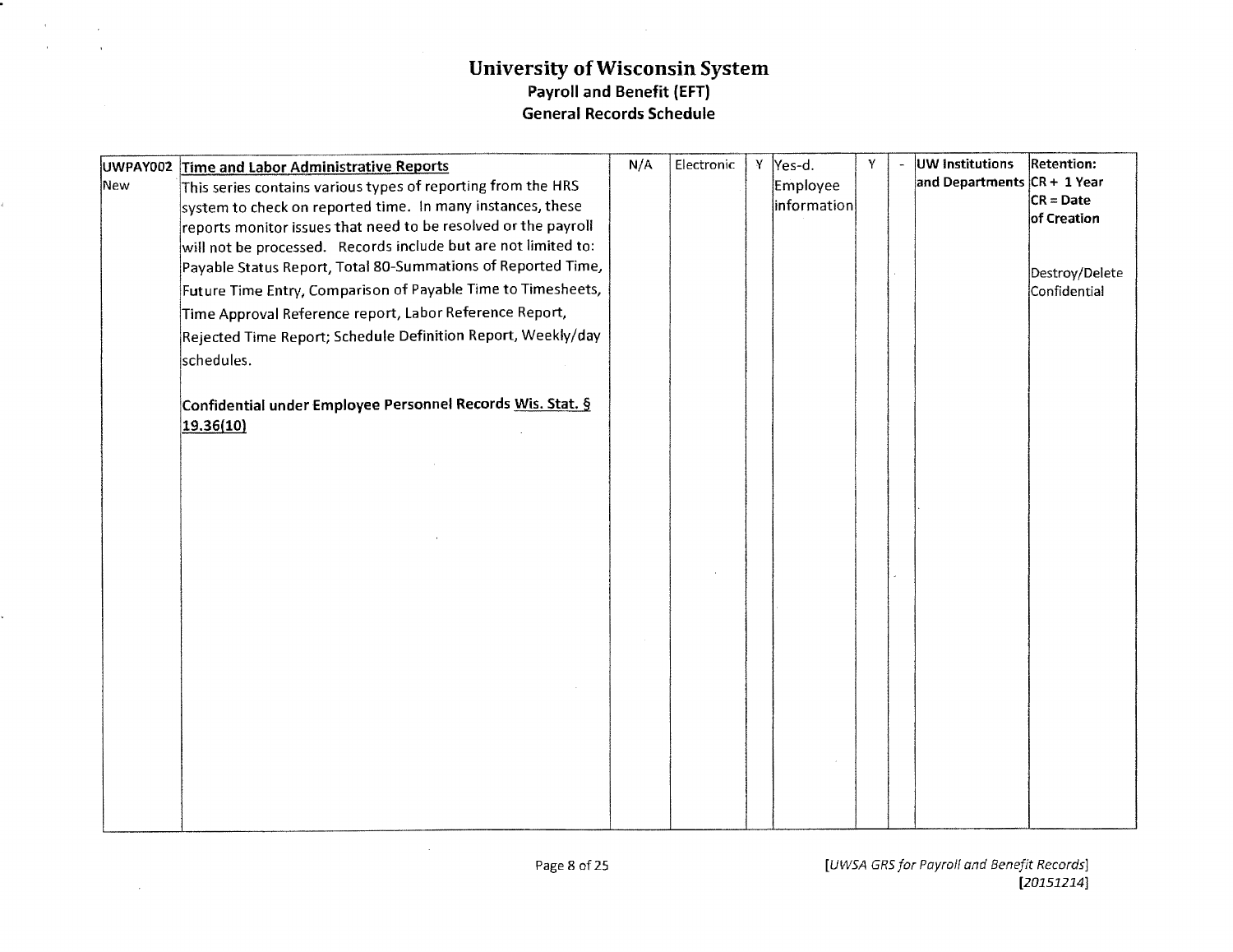# University of Wisconsin System
## Payroll and Benefit (EFT)
## General Records Schedule

| | | | | | | | | | |
|---|---|---|---|---|---|---|---|---|---|
| UWPAY002<br>New | **Time and Labor Administrative Reports**<br>This series contains various types of reporting from the HRS system to check on reported time. In many instances, these reports monitor issues that need to be resolved or the payroll will not be processed. Records include but are not limited to: Payable Status Report, Total 80-Summations of Reported Time, Future Time Entry, Comparison of Payable Time to Timesheets, Time Approval Reference report, Labor Reference Report, Rejected Time Report; Schedule Definition Report, Weekly/day schedules.<br><br>**Confidential under Employee Personnel Records Wis. Stat. § 19.36(10)** | N/A | Electronic | Y | Yes-d. Employee information | Y | - | **UW Institutions and Departments** | **Retention:** CR + 1 Year<br>**CR = Date of Creation**<br><br>Destroy/Delete Confidential |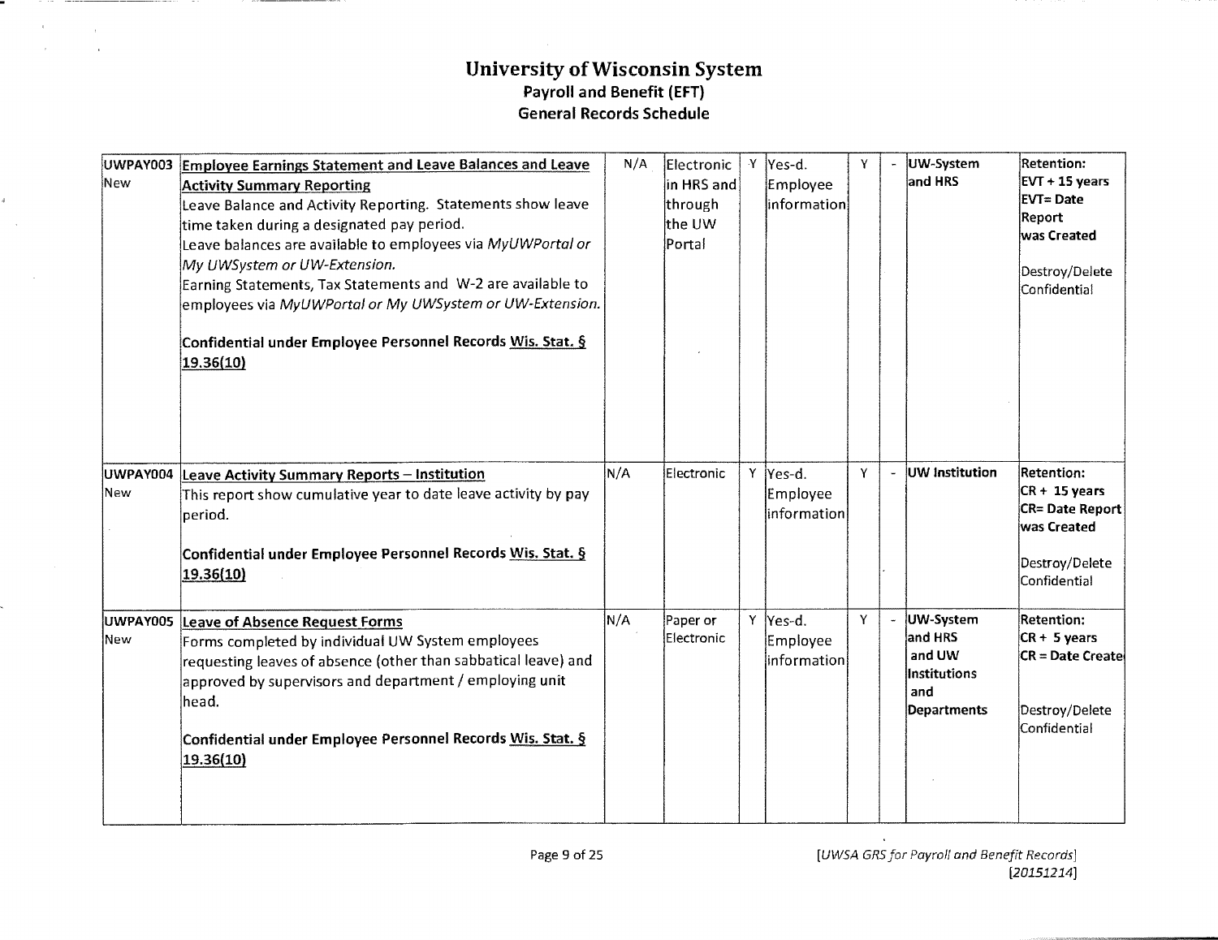# University of Wisconsin System

## Payroll and Benefit (EFT)

## General Records Schedule

| | | | | | | | | | |
|---|---|---|---|---|---|---|---|---|---|
| UWPAY003<br>New | **Employee Earnings Statement and Leave Balances and Leave Activity Summary Reporting**<br>Leave Balance and Activity Reporting. Statements show leave time taken during a designated pay period.<br>Leave balances are available to employees via *MyUWPortal or My UWSystem or UW-Extension.*<br>Earning Statements, Tax Statements and W-2 are available to employees via *MyUWPortal or My UWSystem or UW-Extension.*<br><br>**Confidential under Employee Personnel Records Wis. Stat. § 19.36(10)** | N/A | Electronic in HRS and through the UW Portal | Y | Yes-d. Employee information | Y | - | UW-System and HRS | **Retention: EVT + 15 years EVT= Date Report was Created**<br><br>Destroy/Delete Confidential |
| UWPAY004<br>New | **Leave Activity Summary Reports – Institution**<br>This report show cumulative year to date leave activity by pay period.<br><br>**Confidential under Employee Personnel Records Wis. Stat. § 19.36(10)** | N/A | Electronic | Y | Yes-d. Employee information | Y | - | **UW Institution** | **Retention: CR + 15 years CR= Date Report was Created**<br><br>Destroy/Delete Confidential |
| UWPAY005<br>New | **Leave of Absence Request Forms**<br>Forms completed by individual UW System employees requesting leaves of absence (other than sabbatical leave) and approved by supervisors and department / employing unit head.<br><br>**Confidential under Employee Personnel Records Wis. Stat. § 19.36(10)** | N/A | Paper or Electronic | Y | Yes-d. Employee information | Y | - | **UW-System and HRS and UW Institutions and Departments** | **Retention: CR + 5 years CR = Date Created**<br><br>Destroy/Delete Confidential |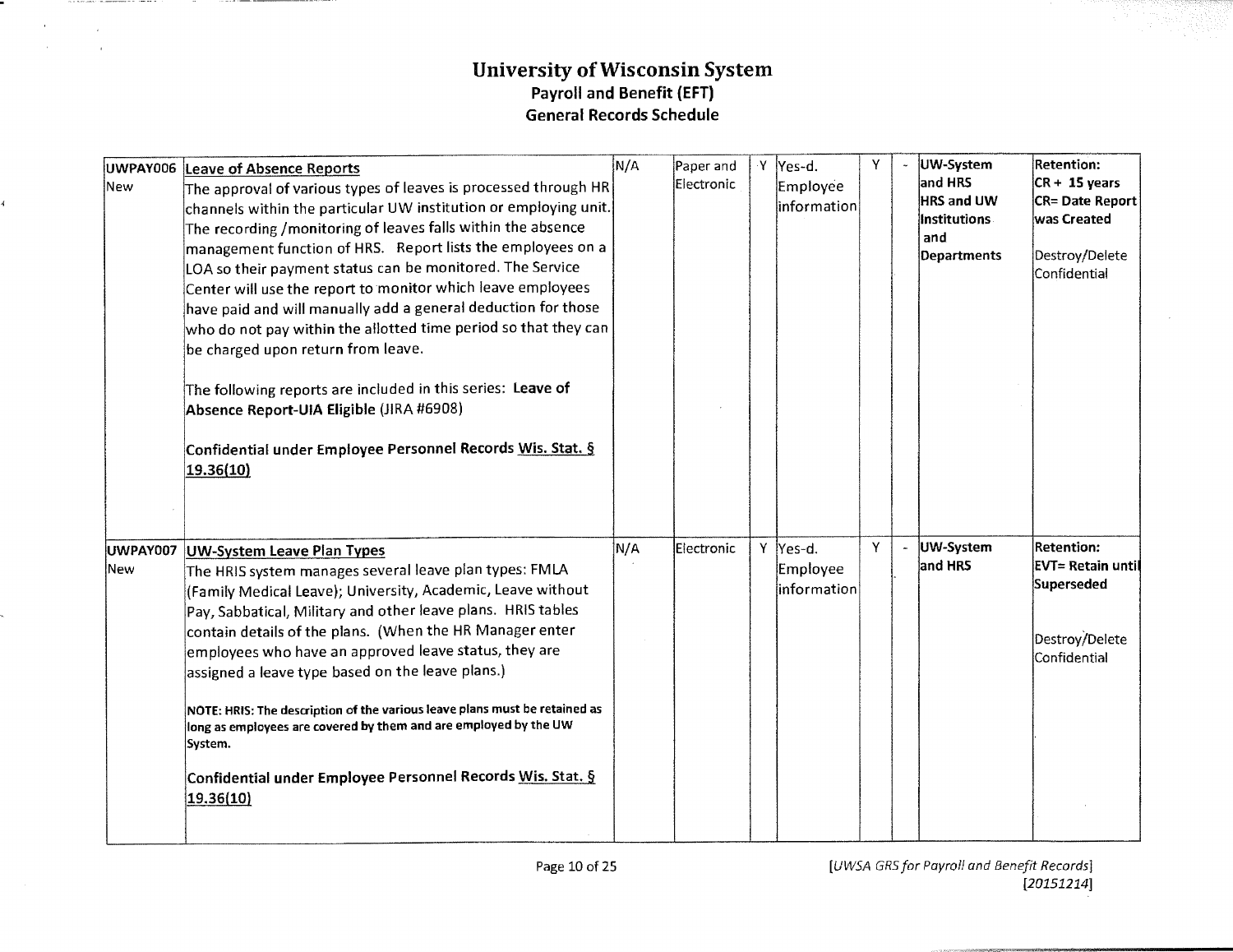# University of Wisconsin System
## Payroll and Benefit (EFT)
## General Records Schedule

| | | | | | | | | | |
|---|---|---|---|---|---|---|---|---|---|
| UWPAY006 New | **Leave of Absence Reports** The approval of various types of leaves is processed through HR channels within the particular UW institution or employing unit. The recording /monitoring of leaves falls within the absence management function of HRS. Report lists the employees on a LOA so their payment status can be monitored. The Service Center will use the report to monitor which leave employees have paid and will manually add a general deduction for those who do not pay within the allotted time period so that they can be charged upon return from leave.<br><br>The following reports are included in this series: **Leave of Absence Report-UIA Eligible** (JIRA #6908)<br><br>**Confidential under Employee Personnel Records Wis. Stat. § 19.36(10)** | N/A | Paper and Electronic | Y | Yes-d. Employee information | Y | - | **UW-System and HRS HRS and UW Institutions and Departments** | **Retention: CR + 15 years CR= Date Report was Created**<br><br>Destroy/Delete Confidential |
| UWPAY007 New | **UW-System Leave Plan Types** The HRIS system manages several leave plan types: FMLA (Family Medical Leave); University, Academic, Leave without Pay, Sabbatical, Military and other leave plans. HRIS tables contain details of the plans. (When the HR Manager enter employees who have an approved leave status, they are assigned a leave type based on the leave plans.)<br><br>**NOTE: HRIS: The description of the various leave plans must be retained as long as employees are covered by them and are employed by the UW System.**<br><br>**Confidential under Employee Personnel Records Wis. Stat. § 19.36(10)** | N/A | Electronic | Y | Yes-d. Employee information | Y | - | **UW-System and HRS** | **Retention: EVT= Retain until Superseded**<br><br>Destroy/Delete Confidential |

[UWSA GRS for Payroll and Benefit Records] [20151214]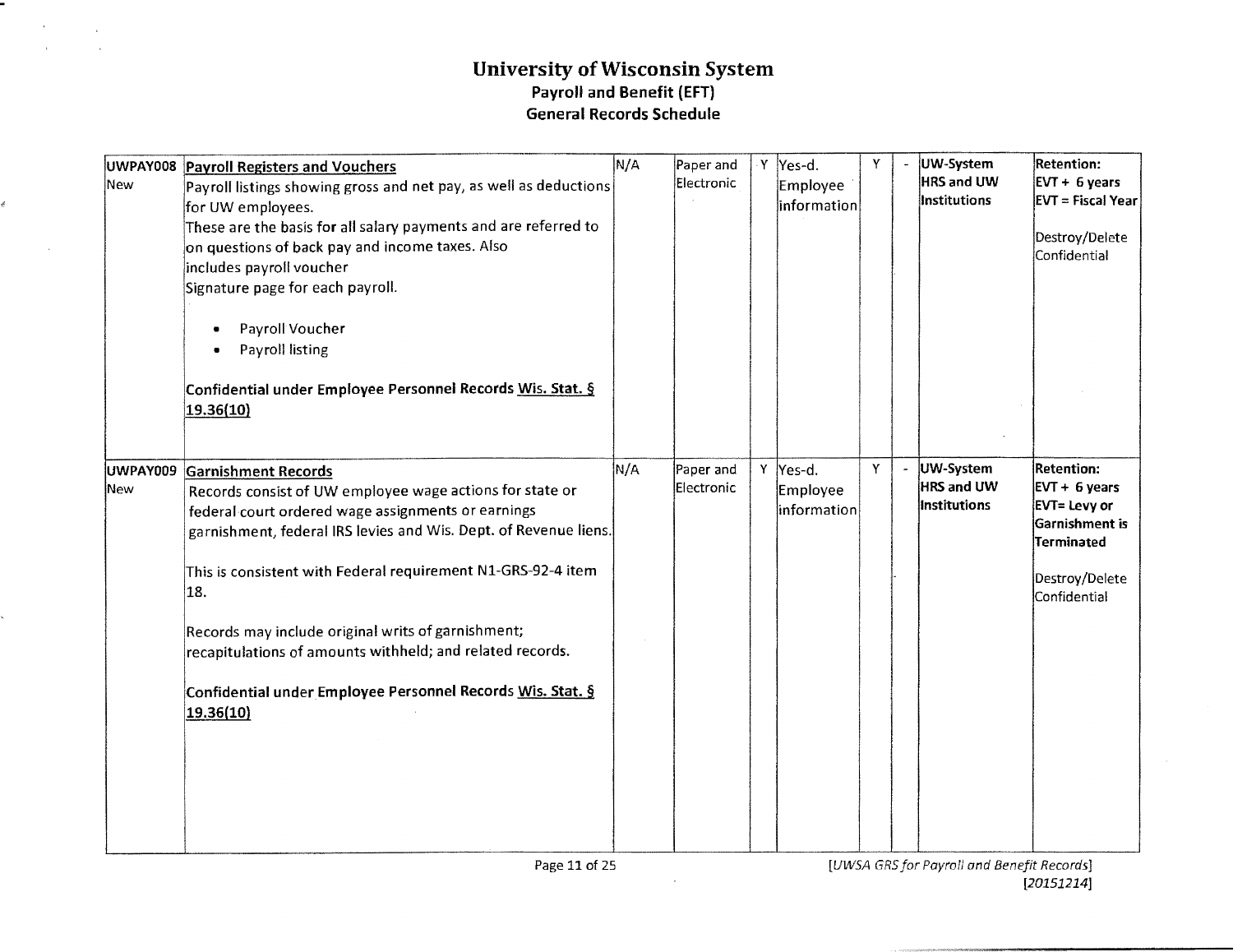# University of Wisconsin System
## Payroll and Benefit (EFT)
## General Records Schedule

| | | | | | | | | | |
|---|---|---|---|---|---|---|---|---|---|
| UWPAY008 New | **Payroll Registers and Vouchers** Payroll listings showing gross and net pay, as well as deductions for UW employees. These are the basis for all salary payments and are referred to on questions of back pay and income taxes. Also includes payroll voucher Signature page for each payroll. <ul><li>Payroll Voucher</li><li>Payroll listing</li></ul> **Confidential under Employee Personnel Records Wis. Stat. § 19.36(10)** | N/A | Paper and Electronic | Y | Yes-d. Employee information | Y | - | **UW-System HRS and UW Institutions** | **Retention: EVT + 6 years EVT = Fiscal Year** Destroy/Delete Confidential |
| UWPAY009 New | **Garnishment Records** Records consist of UW employee wage actions for state or federal court ordered wage assignments or earnings garnishment, federal IRS levies and Wis. Dept. of Revenue liens. This is consistent with Federal requirement N1-GRS-92-4 item 18. Records may include original writs of garnishment; recapitulations of amounts withheld; and related records. **Confidential under Employee Personnel Records Wis. Stat. § 19.36(10)** | N/A | Paper and Electronic | Y | Yes-d. Employee information | Y | - | **UW-System HRS and UW Institutions** | **Retention: EVT + 6 years EVT= Levy or Garnishment is Terminated** Destroy/Delete Confidential |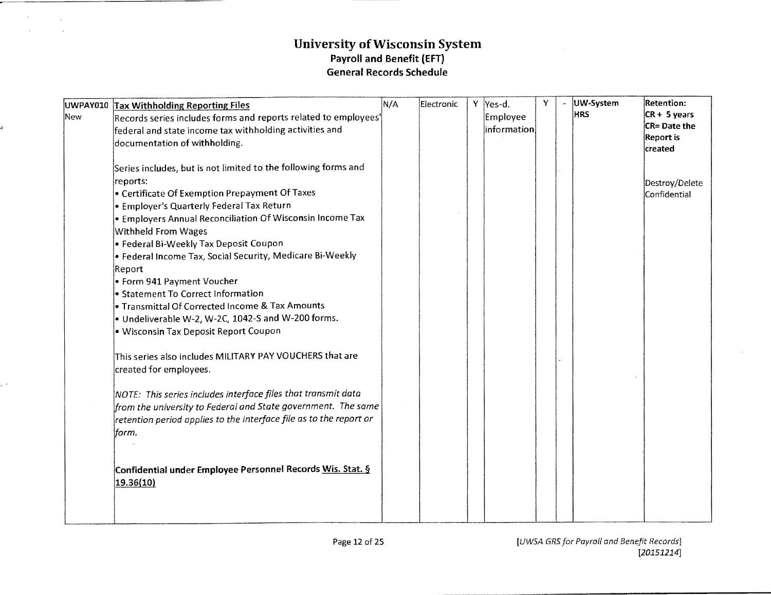# University of Wisconsin System
## Payroll and Benefit (EFT)
## General Records Schedule

| | | | | | | | | | |
|---|---|---|---|---|---|---|---|---|---|
| UWPAY010 New | **Tax Withholding Reporting Files**<br>Records series includes forms and reports related to employees' federal and state income tax withholding activities and documentation of withholding.<br><br>Series includes, but is not limited to the following forms and reports:<br>• Certificate Of Exemption Prepayment Of Taxes<br>• Employer's Quarterly Federal Tax Return<br>• Employers Annual Reconciliation Of Wisconsin Income Tax Withheld From Wages<br>• Federal Bi-Weekly Tax Deposit Coupon<br>• Federal Income Tax, Social Security, Medicare Bi-Weekly Report<br>• Form 941 Payment Voucher<br>• Statement To Correct Information<br>• Transmittal Of Corrected Income & Tax Amounts<br>• Undeliverable W-2, W-2C, 1042-S and W-200 forms.<br>• Wisconsin Tax Deposit Report Coupon<br><br>This series also includes MILITARY PAY VOUCHERS that are created for employees.<br><br>*NOTE: This series includes interface files that transmit data from the university to Federal and State government. The same retention period applies to the interface file as to the report or form.*<br><br>**Confidential under Employee Personnel Records Wis. Stat. § 19.36(10)** | N/A | Electronic | Y | Yes-d. Employee information | Y | - | UW-System HRS | **Retention:** **CR + 5 years** **CR= Date the Report is created**<br><br>Destroy/Delete Confidential |

[UWSA GRS for Payroll and Benefit Records]
[20151214]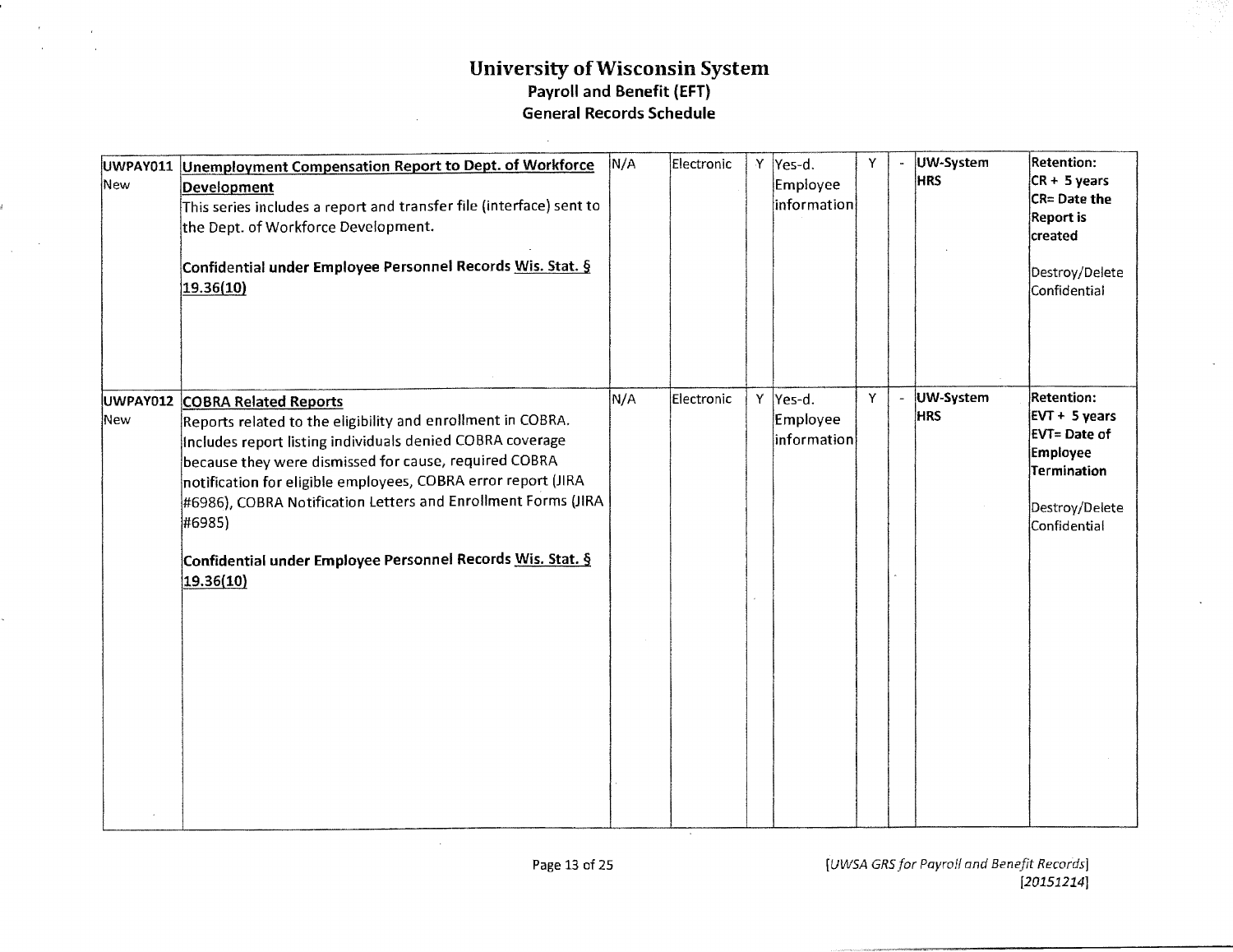# University of Wisconsin System
## Payroll and Benefit (EFT)
## General Records Schedule

| | | | | | | | | | |
|---|---|---|---|---|---|---|---|---|---|
| UWPAY011 New | **Unemployment Compensation Report to Dept. of Workforce Development**<br>This series includes a report and transfer file (interface) sent to the Dept. of Workforce Development.<br><br>**Confidential under Employee Personnel Records Wis. Stat. § 19.36(10)** | N/A | Electronic | Y | Yes-d. Employee information | Y | - | **UW-System HRS** | **Retention: CR + 5 years CR= Date the Report is created**<br><br>Destroy/Delete Confidential |
| UWPAY012 New | **COBRA Related Reports**<br>Reports related to the eligibility and enrollment in COBRA. Includes report listing individuals denied COBRA coverage because they were dismissed for cause, required COBRA notification for eligible employees, COBRA error report (JIRA #6986), COBRA Notification Letters and Enrollment Forms (JIRA #6985)<br><br>**Confidential under Employee Personnel Records Wis. Stat. § 19.36(10)** | N/A | Electronic | Y | Yes-d. Employee information | Y | - | **UW-System HRS** | **Retention: EVT + 5 years EVT= Date of Employee Termination**<br><br>Destroy/Delete Confidential |

[UWSA GRS for Payroll and Benefit Records] [20151214]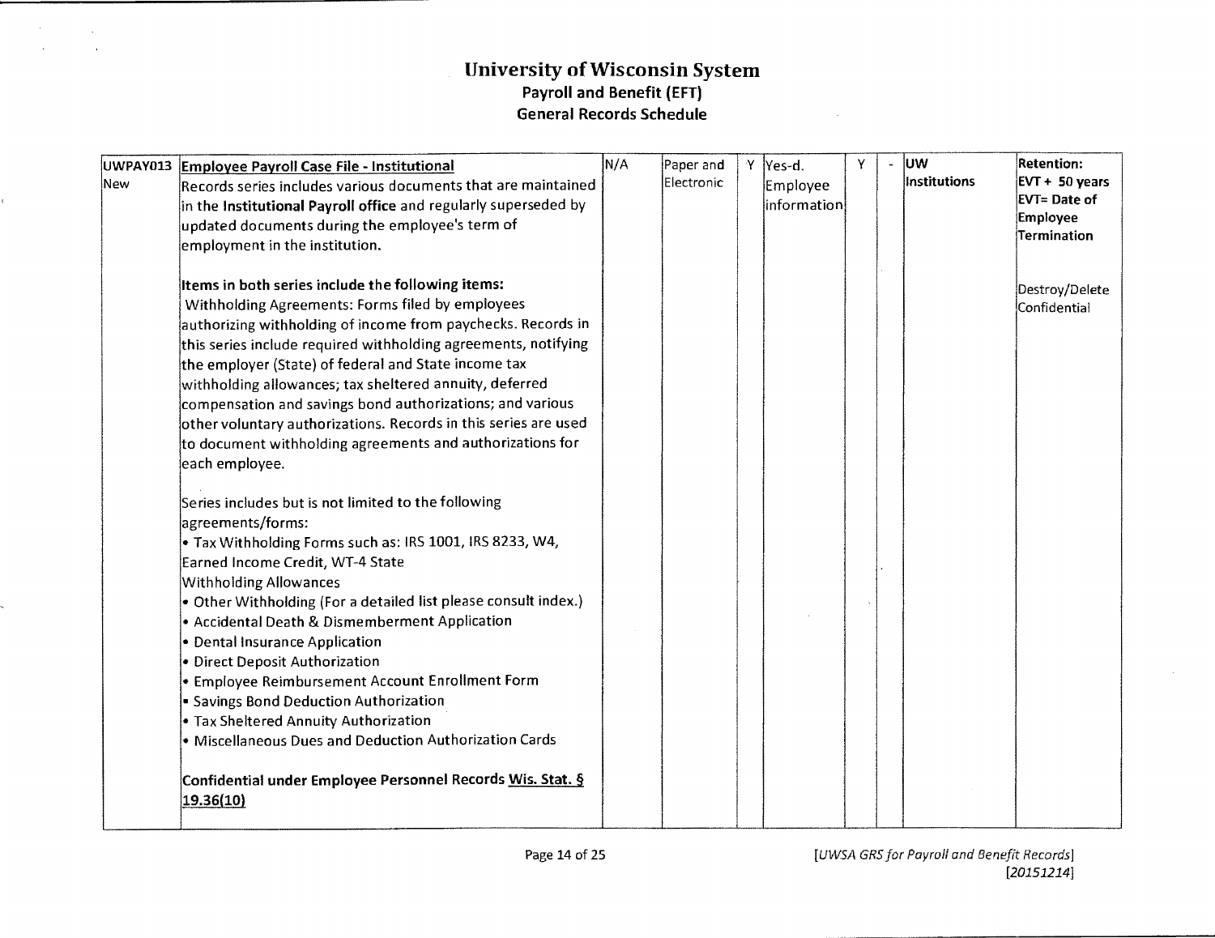# University of Wisconsin System

## Payroll and Benefit (EFT)

## General Records Schedule

| | | | | | | | | | |
|---|---|---|---|---|---|---|---|---|---|
| UWPAY013<br>New | **Employee Payroll Case File - Institutional**<br>Records series includes various documents that are maintained in the **Institutional Payroll office** and regularly superseded by updated documents during the employee's term of employment in the institution.<br><br>**Items in both series include the following items:**<br>Withholding Agreements: Forms filed by employees authorizing withholding of income from paychecks. Records in this series include required withholding agreements, notifying the employer (State) of federal and State income tax withholding allowances; tax sheltered annuity, deferred compensation and savings bond authorizations; and various other voluntary authorizations. Records in this series are used to document withholding agreements and authorizations for each employee.<br><br>Series includes but is not limited to the following agreements/forms:<br>• Tax Withholding Forms such as: IRS 1001, IRS 8233, W4, Earned Income Credit, WT-4 State Withholding Allowances<br>• Other Withholding (For a detailed list please consult index.)<br>• Accidental Death & Dismemberment Application<br>• Dental Insurance Application<br>• Direct Deposit Authorization<br>• Employee Reimbursement Account Enrollment Form<br>• Savings Bond Deduction Authorization<br>• Tax Sheltered Annuity Authorization<br>• Miscellaneous Dues and Deduction Authorization Cards<br><br>**Confidential under Employee Personnel Records Wis. Stat. § 19.36(10)** | N/A | Paper and Electronic | Y | Yes-d. Employee information | Y | - | UW Institutions | **Retention:**<br>**EVT + 50 years**<br>**EVT= Date of Employee Termination**<br><br>Destroy/Delete Confidential |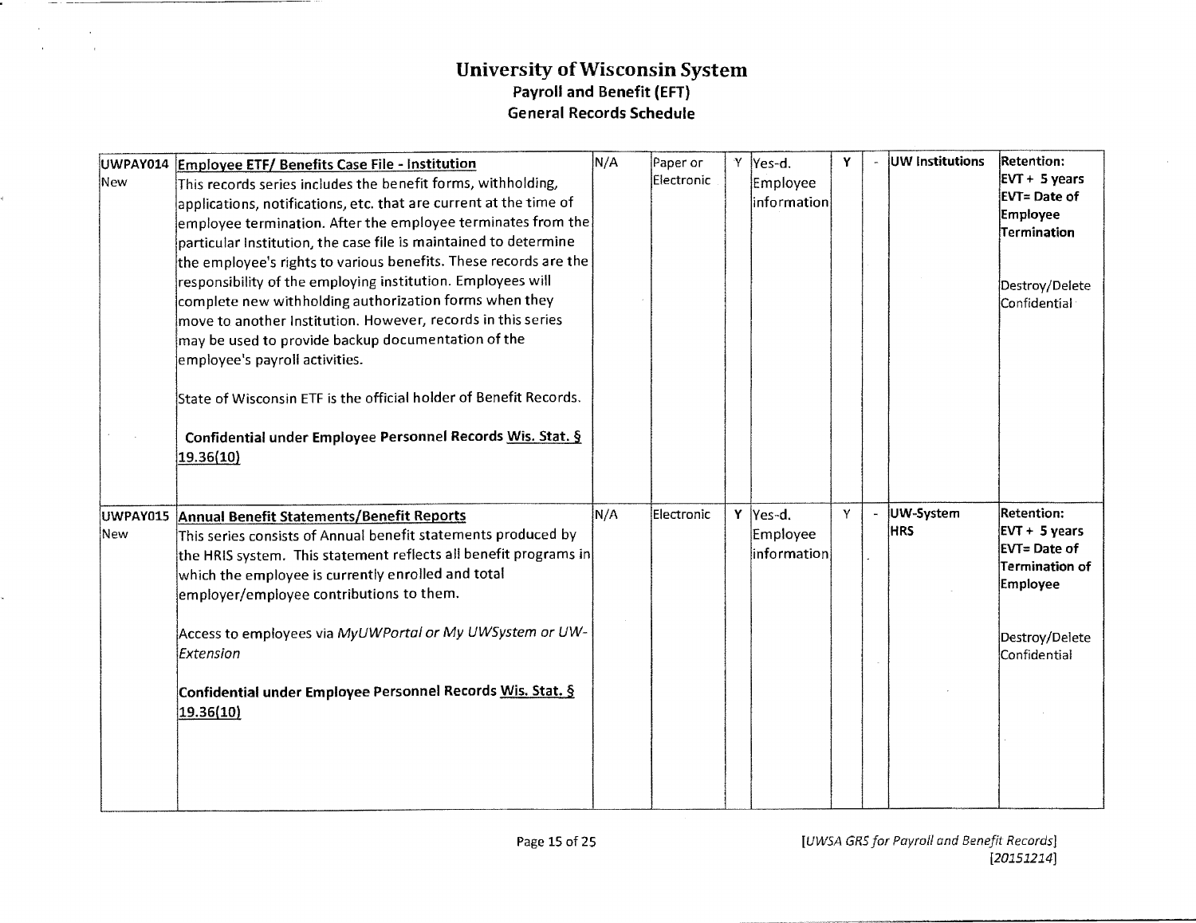# University of Wisconsin System
## Payroll and Benefit (EFT)
## General Records Schedule

| | | | | | | | | | |
|---|---|---|---|---|---|---|---|---|---|
| UWPAY014<br>New | **Employee ETF/ Benefits Case File - Institution**<br>This records series includes the benefit forms, withholding, applications, notifications, etc. that are current at the time of employee termination. After the employee terminates from the particular Institution, the case file is maintained to determine the employee's rights to various benefits. These records are the responsibility of the employing institution. Employees will complete new withholding authorization forms when they move to another Institution. However, records in this series may be used to provide backup documentation of the employee's payroll activities.<br><br>State of Wisconsin ETF is the official holder of Benefit Records.<br><br>**Confidential under Employee Personnel Records Wis. Stat. § 19.36(10)** | N/A | Paper or Electronic | Y | Yes-d. Employee information | Y | - | UW Institutions | **Retention:**<br>**EVT + 5 years**<br>**EVT= Date of Employee Termination**<br><br>Destroy/Delete Confidential |
| UWPAY015<br>New | **Annual Benefit Statements/Benefit Reports**<br>This series consists of Annual benefit statements produced by the HRIS system. This statement reflects all benefit programs in which the employee is currently enrolled and total employer/employee contributions to them.<br><br>Access to employees via *MyUWPortal or My UWSystem or UW-Extension*<br><br>**Confidential under Employee Personnel Records Wis. Stat. § 19.36(10)** | N/A | Electronic | Y | Yes-d. Employee information | Y | - | UW-System HRS | **Retention:**<br>**EVT + 5 years**<br>**EVT= Date of Termination of Employee**<br><br>Destroy/Delete Confidential |

*[UWSA GRS for Payroll and Benefit Records]*
*[20151214]*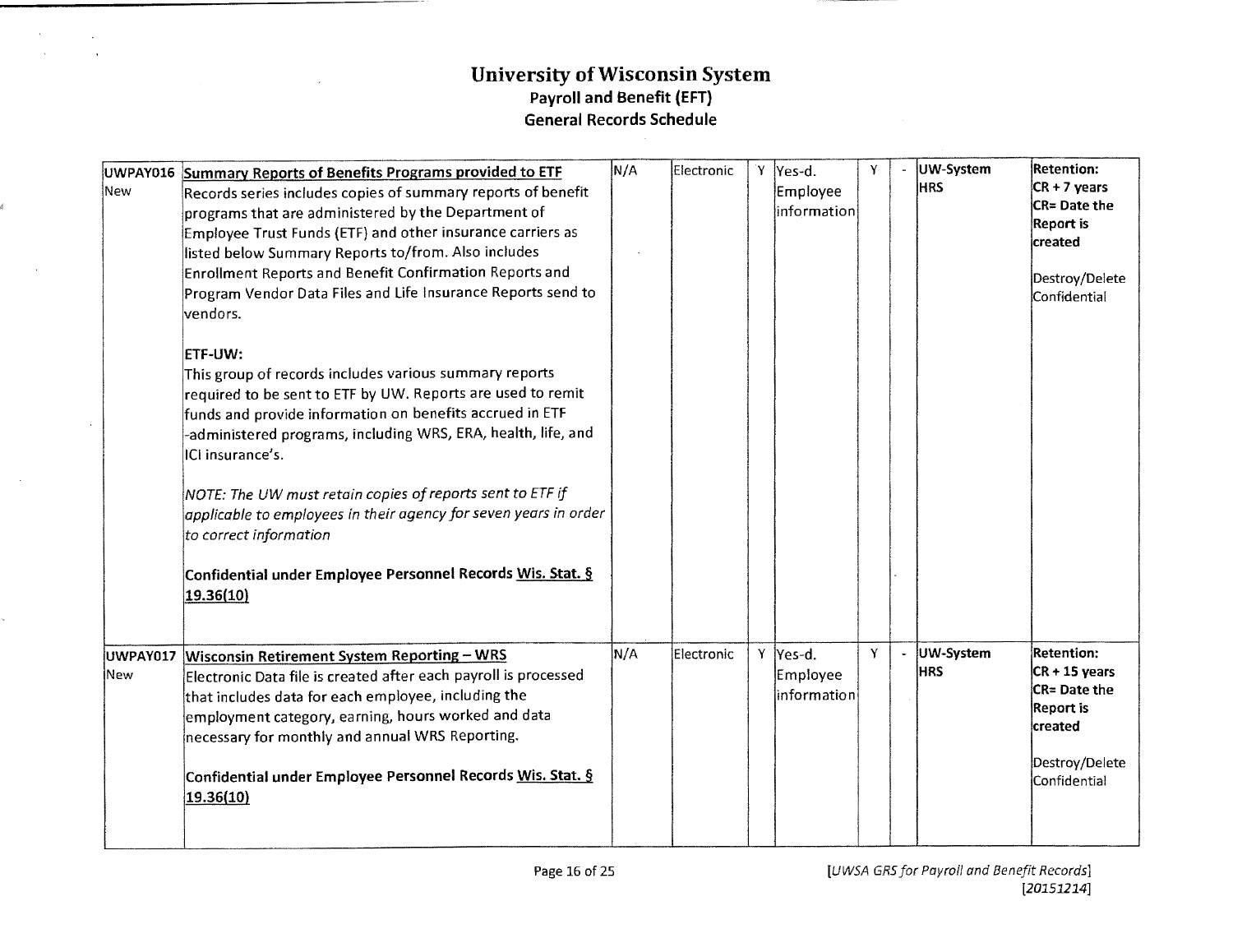# University of Wisconsin System
## Payroll and Benefit (EFT)
## General Records Schedule

| | | | | | | | | | |
|---|---|---|---|---|---|---|---|---|---|
| UWPAY016 New | **Summary Reports of Benefits Programs provided to ETF**<br>Records series includes copies of summary reports of benefit programs that are administered by the Department of Employee Trust Funds (ETF) and other insurance carriers as listed below Summary Reports to/from. Also includes Enrollment Reports and Benefit Confirmation Reports and Program Vendor Data Files and Life Insurance Reports send to vendors.<br><br>**ETF-UW:**<br>This group of records includes various summary reports required to be sent to ETF by UW. Reports are used to remit funds and provide information on benefits accrued in ETF -administered programs, including WRS, ERA, health, life, and ICI insurance's.<br><br>*NOTE: The UW must retain copies of reports sent to ETF if applicable to employees in their agency for seven years in order to correct information*<br><br>**Confidential under Employee Personnel Records Wis. Stat. § 19.36(10)** | N/A | Electronic | Y | Yes-d. Employee information | Y | - | **UW-System HRS** | **Retention: CR + 7 years CR= Date the Report is created**<br><br>Destroy/Delete Confidential |
| UWPAY017 New | **Wisconsin Retirement System Reporting – WRS**<br>Electronic Data file is created after each payroll is processed that includes data for each employee, including the employment category, earning, hours worked and data necessary for monthly and annual WRS Reporting.<br><br>**Confidential under Employee Personnel Records Wis. Stat. § 19.36(10)** | N/A | Electronic | Y | Yes-d. Employee information | Y | - | **UW-System HRS** | **Retention: CR + 15 years CR= Date the Report is created**<br><br>Destroy/Delete Confidential |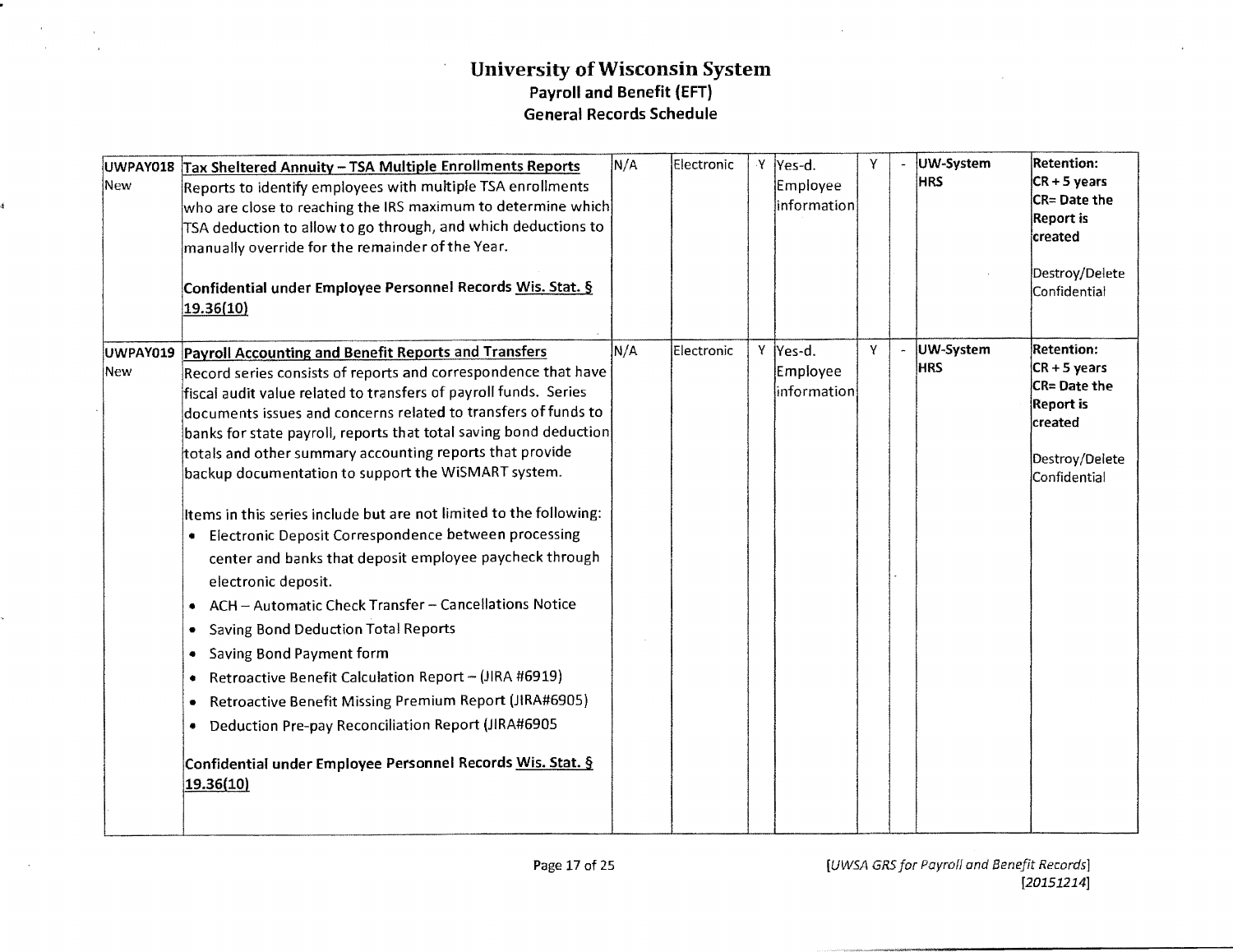# University of Wisconsin System

## Payroll and Benefit (EFT)

## General Records Schedule

| | | | | | | | | | |
|---|---|---|---|---|---|---|---|---|---|
| UWPAY018<br>New | **Tax Sheltered Annuity – TSA Multiple Enrollments Reports**<br>Reports to identify employees with multiple TSA enrollments who are close to reaching the IRS maximum to determine which TSA deduction to allow to go through, and which deductions to manually override for the remainder of the Year.<br><br>**Confidential under Employee Personnel Records Wis. Stat. § 19.36(10)** | N/A | Electronic | Y | Yes-d. Employee information | Y | - | UW-System HRS | **Retention:**<br>**CR + 5 years**<br>**CR= Date the Report is created**<br><br>Destroy/Delete Confidential |
| UWPAY019<br>New | **Payroll Accounting and Benefit Reports and Transfers**<br>Record series consists of reports and correspondence that have fiscal audit value related to transfers of payroll funds. Series documents issues and concerns related to transfers of funds to banks for state payroll, reports that total saving bond deduction totals and other summary accounting reports that provide backup documentation to support the WiSMART system.<br><br>Items in this series include but are not limited to the following:<br>• Electronic Deposit Correspondence between processing center and banks that deposit employee paycheck through electronic deposit.<br>• ACH – Automatic Check Transfer – Cancellations Notice<br>• Saving Bond Deduction Total Reports<br>• Saving Bond Payment form<br>• Retroactive Benefit Calculation Report – (JIRA #6919)<br>• Retroactive Benefit Missing Premium Report (JIRA#6905)<br>• Deduction Pre-pay Reconciliation Report (JIRA#6905<br><br>**Confidential under Employee Personnel Records Wis. Stat. § 19.36(10)** | N/A | Electronic | Y | Yes-d. Employee information | Y | - | UW-System HRS | **Retention:**<br>**CR + 5 years**<br>**CR= Date the Report is created**<br><br>Destroy/Delete Confidential |

[UWSA GRS for Payroll and Benefit Records] [20151214]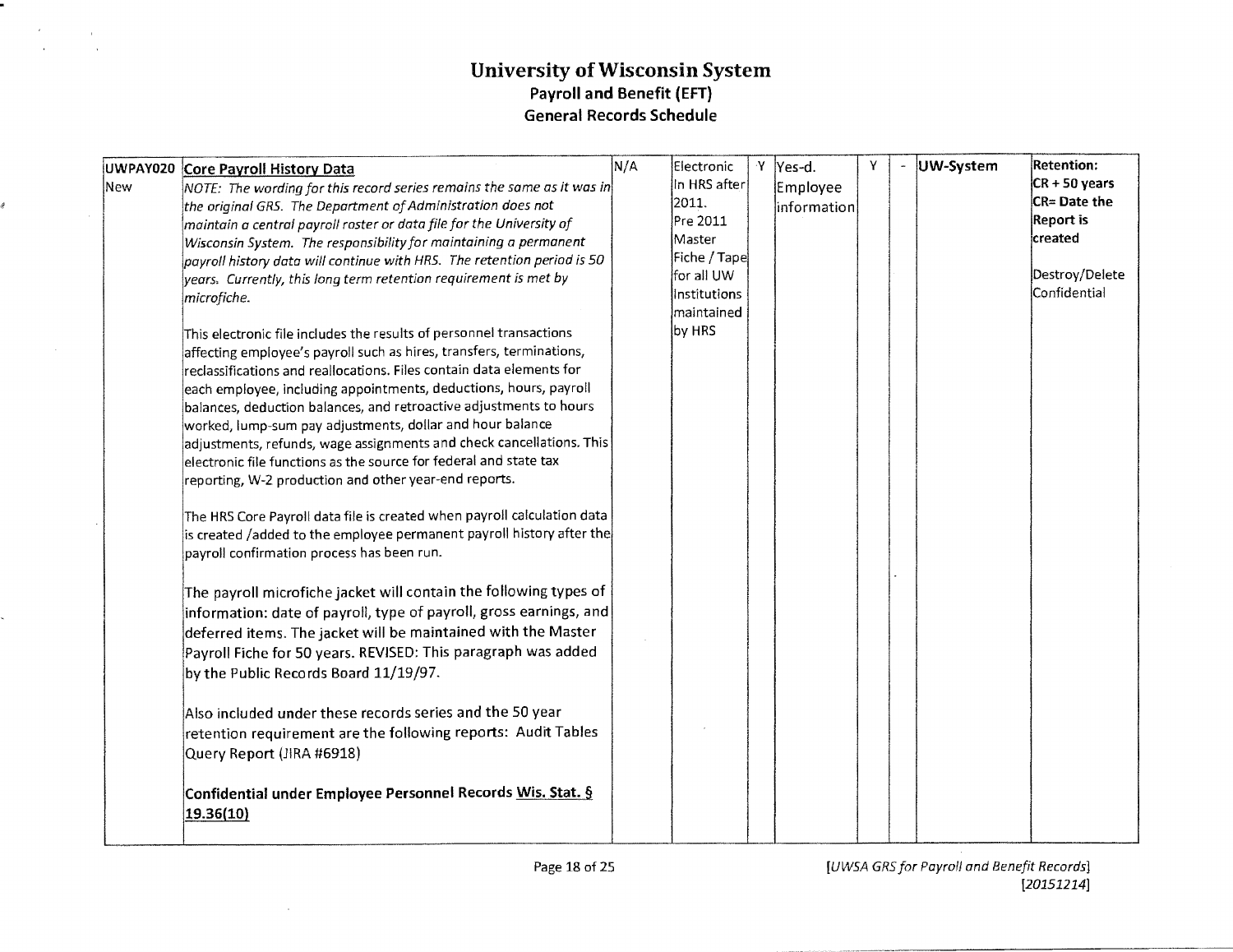# University of Wisconsin System

## Payroll and Benefit (EFT)

## General Records Schedule

| | | | | | | | | | |
|---|---|---|---|---|---|---|---|---|---|
| UWPAY020<br>New | **Core Payroll History Data**<br>*NOTE: The wording for this record series remains the same as it was in the original GRS. The Department of Administration does not maintain a central payroll roster or data file for the University of Wisconsin System. The responsibility for maintaining a permanent payroll history data will continue with HRS. The retention period is 50 years. Currently, this long term retention requirement is met by microfiche.*<br><br>This electronic file includes the results of personnel transactions affecting employee's payroll such as hires, transfers, terminations, reclassifications and reallocations. Files contain data elements for each employee, including appointments, deductions, hours, payroll balances, deduction balances, and retroactive adjustments to hours worked, lump-sum pay adjustments, dollar and hour balance adjustments, refunds, wage assignments and check cancellations. This electronic file functions as the source for federal and state tax reporting, W-2 production and other year-end reports.<br><br>The HRS Core Payroll data file is created when payroll calculation data is created /added to the employee permanent payroll history after the payroll confirmation process has been run.<br><br>The payroll microfiche jacket will contain the following types of information: date of payroll, type of payroll, gross earnings, and deferred items. The jacket will be maintained with the Master Payroll Fiche for 50 years. REVISED: This paragraph was added by the Public Records Board 11/19/97.<br><br>Also included under these records series and the 50 year retention requirement are the following reports: Audit Tables Query Report (JIRA #6918)<br><br>**Confidential under Employee Personnel Records <u>Wis. Stat. § 19.36(10)</u>** | N/A | Electronic In HRS after 2011.<br>Pre 2011 Master Fiche / Tape for all UW Institutions maintained by HRS | Y | Yes-d. Employee information | Y | - | **UW-System** | **Retention:**<br>**CR + 50 years**<br>**CR= Date the Report is created**<br><br>Destroy/Delete Confidential |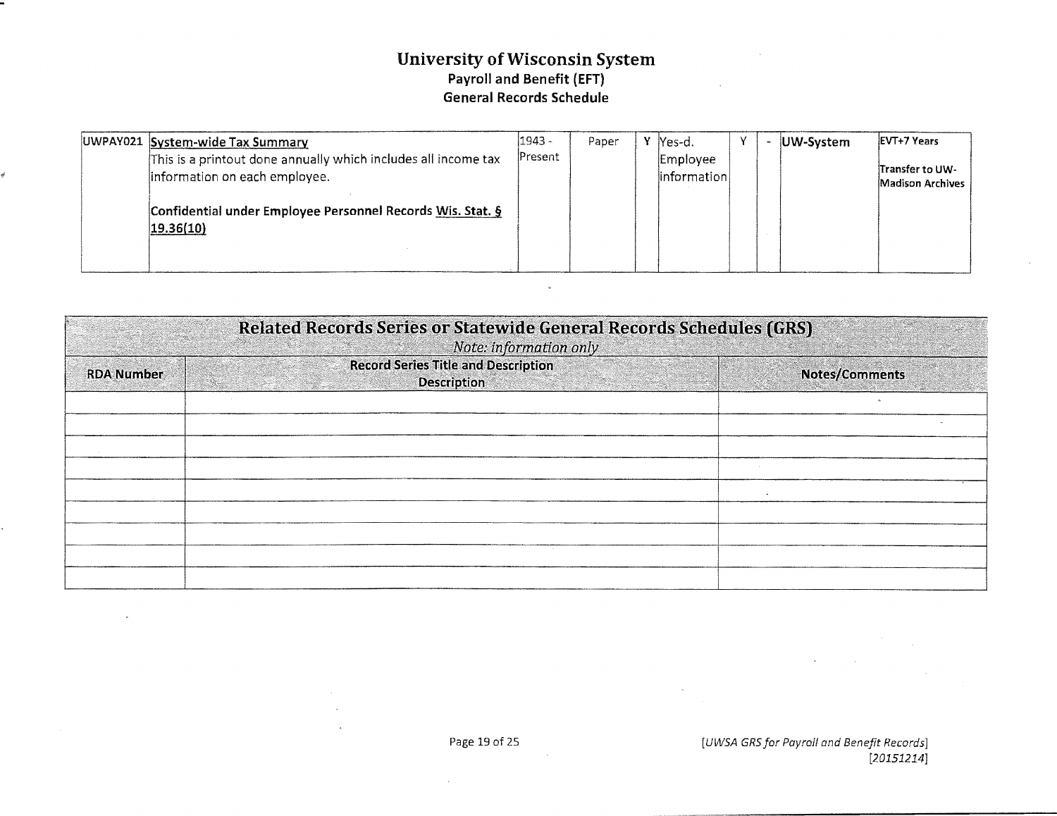# University of Wisconsin System
## Payroll and Benefit (EFT)
## General Records Schedule

| | | | | | | | | | | |
|---|---|---|---|---|---|---|---|---|---|---|
| UWPAY021 | **System-wide Tax Summary**<br>This is a printout done annually which includes all income tax information on each employee.<br><br>**Confidential under Employee Personnel Records Wis. Stat. § 19.36(10)** | 1943 - Present | Paper | Y | Yes-d. Employee information | Y | - | **UW-System** | **EVT+7 Years**<br><br>**Transfer to UW-Madison Archives** |

| **Related Records Series or Statewide General Records Schedules (GRS)**<br>*Note: information only* | | |
|---|---|---|
| **RDA Number** | **Record Series Title and Description**<br>**Description** | **Notes/Comments** |
| | | |
| | | |
| | | |
| | | |
| | | |
| | | |
| | | |
| | | |
| | | |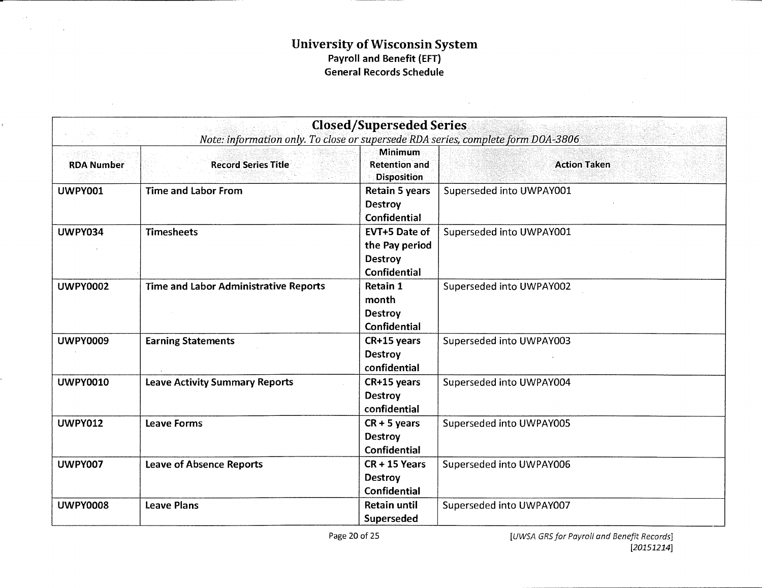# University of Wisconsin System
## Payroll and Benefit (EFT)
## General Records Schedule

| **Closed/Superseded Series** *Note: information only. To close or supersede RDA series, complete form DOA-3806* | | | |
|---|---|---|---|
| **RDA Number** | **Record Series Title** | **Minimum Retention and Disposition** | **Action Taken** |
| **UWPY001** | **Time and Labor From** | **Retain 5 years Destroy Confidential** | Superseded into UWPAY001 |
| **UWPY034** | **Timesheets** | **EVT+5 Date of the Pay period Destroy Confidential** | Superseded into UWPAY001 |
| **UWPY0002** | **Time and Labor Administrative Reports** | **Retain 1 month Destroy Confidential** | Superseded into UWPAY002 |
| **UWPY0009** | **Earning Statements** | **CR+15 years Destroy confidential** | Superseded into UWPAY003 |
| **UWPY0010** | **Leave Activity Summary Reports** | **CR+15 years Destroy confidential** | Superseded into UWPAY004 |
| **UWPY012** | **Leave Forms** | **CR + 5 years Destroy Confidential** | Superseded into UWPAY005 |
| **UWPY007** | **Leave of Absence Reports** | **CR + 15 Years Destroy Confidential** | Superseded into UWPAY006 |
| **UWPY0008** | **Leave Plans** | **Retain until Superseded** | Superseded into UWPAY007 |

[UWSA GRS for Payroll and Benefit Records]
[20151214]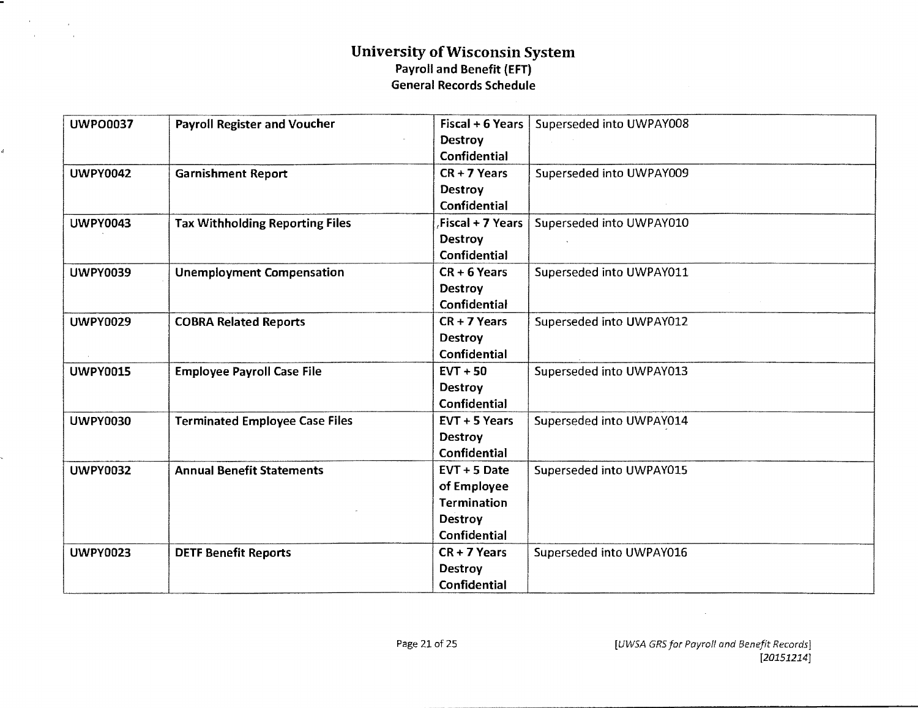# University of Wisconsin System
## Payroll and Benefit (EFT)
## General Records Schedule

| | | | |
|---|---|---|---|
| UWPO0037 | **Payroll Register and Voucher** | Fiscal + 6 Years Destroy Confidential | Superseded into UWPAY008 |
| UWPY0042 | **Garnishment Report** | CR + 7 Years Destroy Confidential | Superseded into UWPAY009 |
| UWPY0043 | **Tax Withholding Reporting Files** | Fiscal + 7 Years Destroy Confidential | Superseded into UWPAY010 |
| UWPY0039 | **Unemployment Compensation** | CR + 6 Years Destroy Confidential | Superseded into UWPAY011 |
| UWPY0029 | **COBRA Related Reports** | CR + 7 Years Destroy Confidential | Superseded into UWPAY012 |
| UWPY0015 | **Employee Payroll Case File** | EVT + 50 Destroy Confidential | Superseded into UWPAY013 |
| UWPY0030 | **Terminated Employee Case Files** | EVT + 5 Years Destroy Confidential | Superseded into UWPAY014 |
| UWPY0032 | **Annual Benefit Statements** | EVT + 5 Date of Employee Termination Destroy Confidential | Superseded into UWPAY015 |
| UWPY0023 | **DETF Benefit Reports** | CR + 7 Years Destroy Confidential | Superseded into UWPAY016 |

*[UWSA GRS for Payroll and Benefit Records]*
*[20151214]*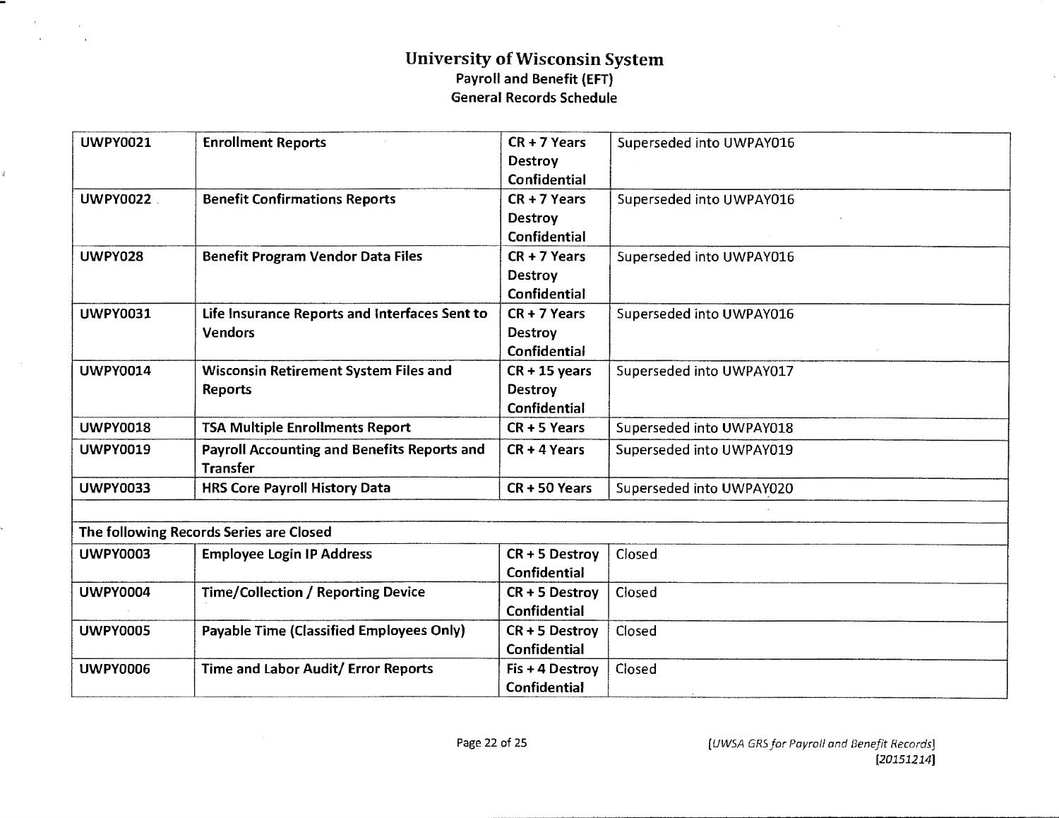# University of Wisconsin System
## Payroll and Benefit (EFT)
## General Records Schedule

| | | | |
|---|---|---|---|
| UWPY0021 | Enrollment Reports | CR + 7 Years Destroy Confidential | Superseded into UWPAY016 |
| UWPY0022 | Benefit Confirmations Reports | CR + 7 Years Destroy Confidential | Superseded into UWPAY016 |
| UWPY028 | Benefit Program Vendor Data Files | CR + 7 Years Destroy Confidential | Superseded into UWPAY016 |
| UWPY0031 | Life Insurance Reports and Interfaces Sent to Vendors | CR + 7 Years Destroy Confidential | Superseded into UWPAY016 |
| UWPY0014 | Wisconsin Retirement System Files and Reports | CR + 15 years Destroy Confidential | Superseded into UWPAY017 |
| UWPY0018 | TSA Multiple Enrollments Report | CR + 5 Years | Superseded into UWPAY018 |
| UWPY0019 | Payroll Accounting and Benefits Reports and Transfer | CR + 4 Years | Superseded into UWPAY019 |
| UWPY0033 | HRS Core Payroll History Data | CR + 50 Years | Superseded into UWPAY020 |
| | | | |
| **The following Records Series are Closed** | | | |
| UWPY0003 | Employee Login IP Address | CR + 5 Destroy Confidential | Closed |
| UWPY0004 | Time/Collection / Reporting Device | CR + 5 Destroy Confidential | Closed |
| UWPY0005 | Payable Time (Classified Employees Only) | CR + 5 Destroy Confidential | Closed |
| UWPY0006 | Time and Labor Audit/ Error Reports | Fis + 4 Destroy Confidential | Closed |

[UWSA GRS for Payroll and Benefit Records]
[20151214]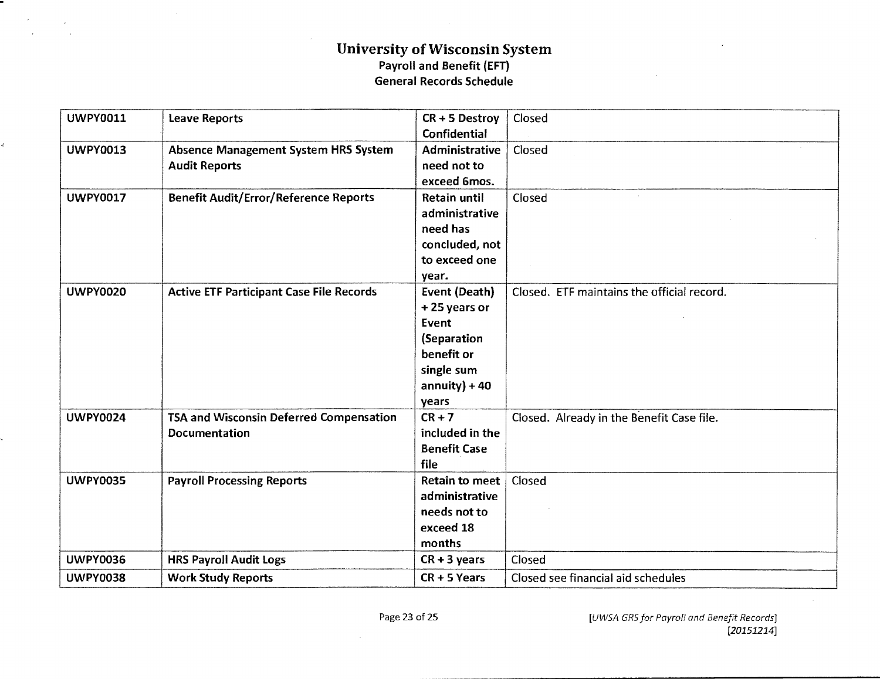# University of Wisconsin System

### Payroll and Benefit (EFT)

### General Records Schedule

| | | | |
|---|---|---|---|
| **UWPY0011** | **Leave Reports** | **CR + 5 Destroy Confidential** | Closed |
| **UWPY0013** | **Absence Management System HRS System Audit Reports** | **Administrative need not to exceed 6mos.** | Closed |
| **UWPY0017** | **Benefit Audit/Error/Reference Reports** | **Retain until administrative need has concluded, not to exceed one year.** | Closed |
| **UWPY0020** | **Active ETF Participant Case File Records** | **Event (Death) + 25 years or Event (Separation benefit or single sum annuity) + 40 years** | Closed. ETF maintains the official record. |
| **UWPY0024** | **TSA and Wisconsin Deferred Compensation Documentation** | **CR + 7 included in the Benefit Case file** | Closed. Already in the Benefit Case file. |
| **UWPY0035** | **Payroll Processing Reports** | **Retain to meet administrative needs not to exceed 18 months** | Closed |
| **UWPY0036** | **HRS Payroll Audit Logs** | **CR + 3 years** | Closed |
| **UWPY0038** | **Work Study Reports** | **CR + 5 Years** | Closed see financial aid schedules |

*[UWSA GRS for Payroll and Benefit Records]*
*[20151214]*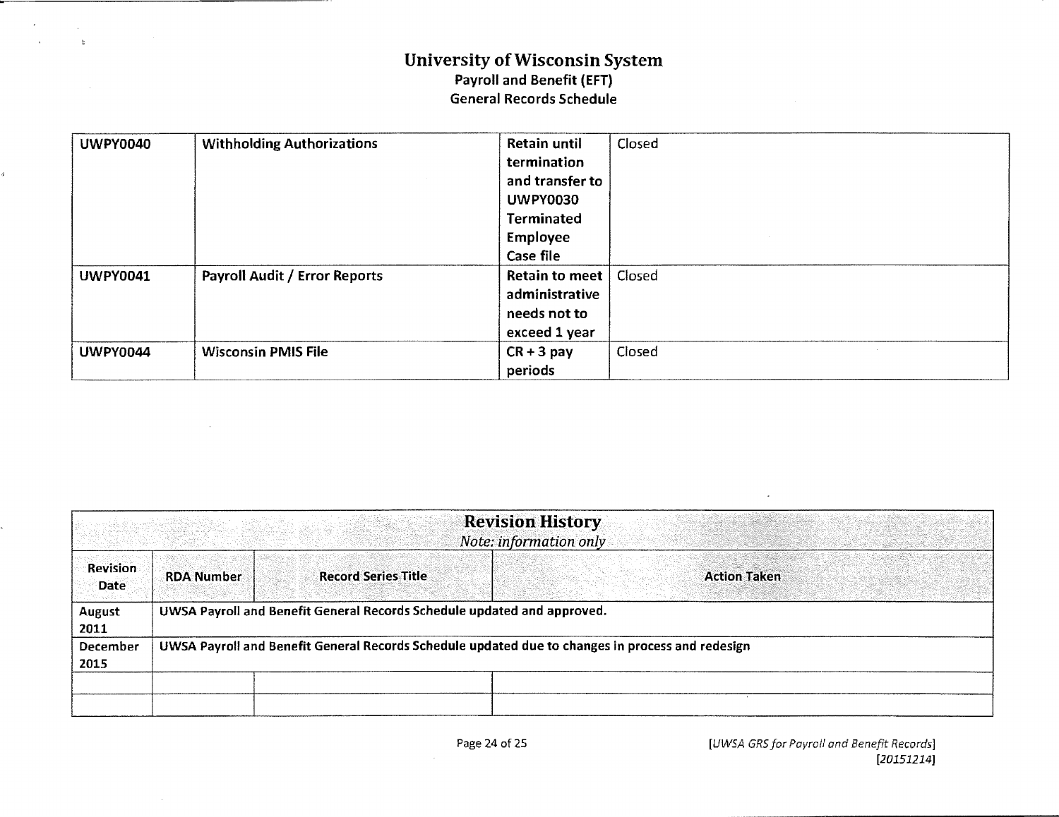# University of Wisconsin System

**Payroll and Benefit (EFT)**

**General Records Schedule**

| | | | |
|---|---|---|---|
| **UWPY0040** | **Withholding Authorizations** | **Retain until termination and transfer to UWPY0030 Terminated Employee Case file** | Closed |
| **UWPY0041** | **Payroll Audit / Error Reports** | **Retain to meet administrative needs not to exceed 1 year** | Closed |
| **UWPY0044** | **Wisconsin PMIS File** | **CR + 3 pay periods** | Closed |

| **Revision History** *Note: information only* | | | |
|---|---|---|---|
| **Revision Date** | **RDA Number** | **Record Series Title** | **Action Taken** |
| August 2011 | **UWSA Payroll and Benefit General Records Schedule updated and approved.** | | |
| December 2015 | **UWSA Payroll and Benefit General Records Schedule updated due to changes in process and redesign** | | |
| | | | |
| | | | |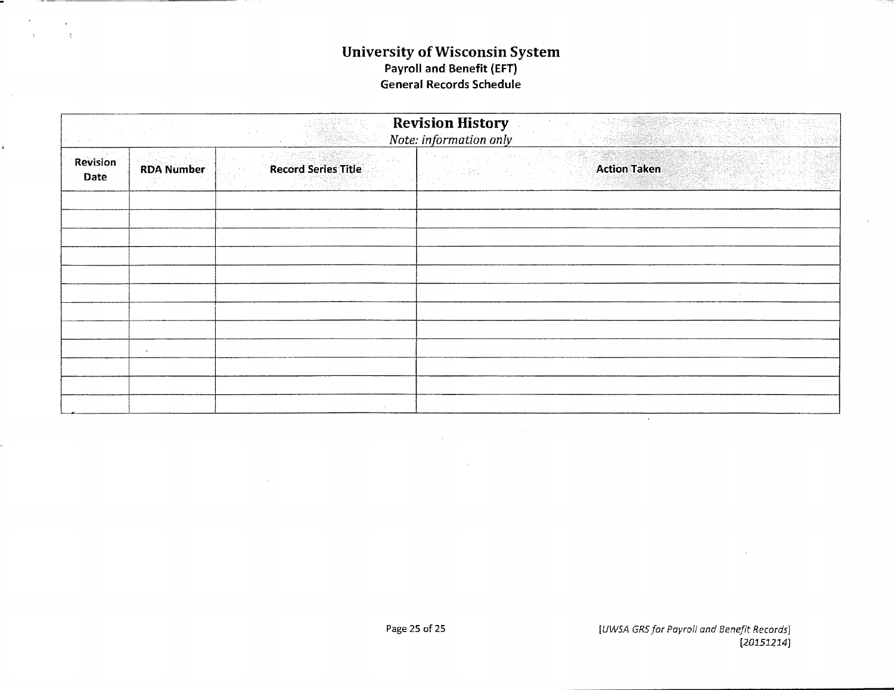# University of Wisconsin System
**Payroll and Benefit (EFT)**
**General Records Schedule**

| Revision History *Note: information only* | | | |
|---|---|---|---|
| **Revision Date** | **RDA Number** | **Record Series Title** | **Action Taken** |
| | | | |
| | | | |
| | | | |
| | | | |
| | | | |
| | | | |
| | | | |
| | | | |
| | | | |
| | | | |
| | | | |
| | | | |